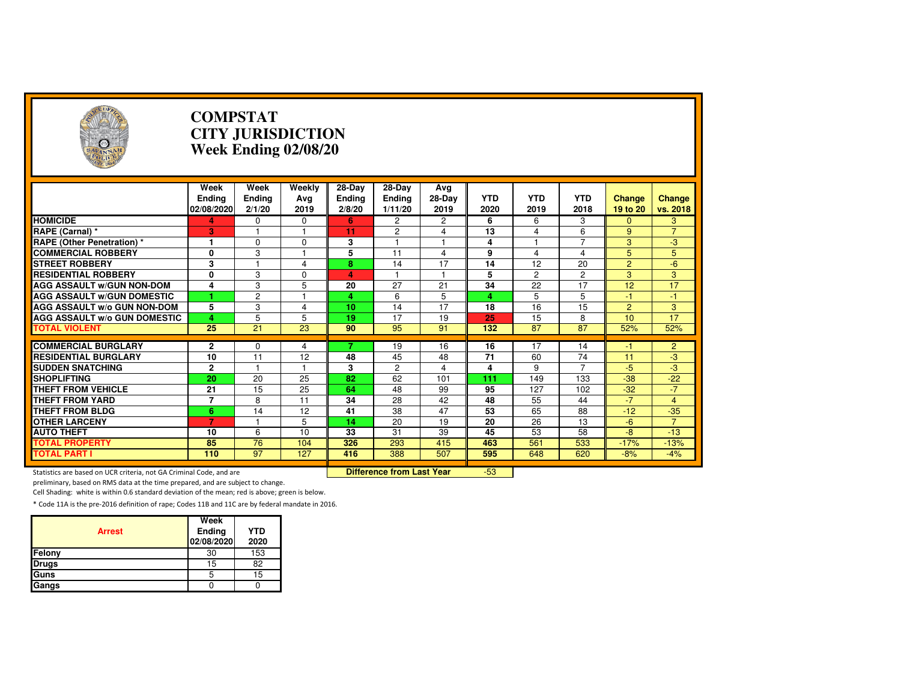# COMPSTAT
# CITY JURISDICTION
# Week Ending 02/08/20

| | Week Ending 02/08/2020 | Week Ending 2/1/20 | Weekly Avg 2019 | 28-Day Ending 2/8/20 | 28-Day Ending 1/11/20 | Avg 28-Day 2019 | YTD 2020 | YTD 2019 | YTD 2018 | Change 19 to 20 | Change vs. 2018 |
|---|---|---|---|---|---|---|---|---|---|---|---|
| **HOMICIDE** | 4 | 0 | 0 | 6 | 2 | 2 | 6 | 6 | 3 | 0 | 3 |
| **RAPE (Carnal) *** | 3 | 1 | 1 | 11 | 2 | 4 | 13 | 4 | 6 | 9 | 7 |
| **RAPE (Other Penetration) *** | 1 | 0 | 0 | 3 | 1 | 1 | 4 | 1 | 7 | 3 | -3 |
| **COMMERCIAL ROBBERY** | 0 | 3 | 1 | 5 | 11 | 4 | 9 | 4 | 4 | 5 | 5 |
| **STREET ROBBERY** | 3 | 1 | 4 | 8 | 14 | 17 | 14 | 12 | 20 | 2 | -6 |
| **RESIDENTIAL ROBBERY** | 0 | 3 | 0 | 4 | 1 | 1 | 5 | 2 | 2 | 3 | 3 |
| **AGG ASSAULT w/GUN NON-DOM** | 4 | 3 | 5 | 20 | 27 | 21 | 34 | 22 | 17 | 12 | 17 |
| **AGG ASSAULT w/GUN DOMESTIC** | 1 | 2 | 1 | 4 | 6 | 5 | 4 | 5 | 5 | -1 | -1 |
| **AGG ASSAULT w/o GUN NON-DOM** | 5 | 3 | 4 | 10 | 14 | 17 | 18 | 16 | 15 | 2 | 3 |
| **AGG ASSAULT w/o GUN DOMESTIC** | 4 | 5 | 5 | 19 | 17 | 19 | 25 | 15 | 8 | 10 | 17 |
| **TOTAL VIOLENT** | 25 | 21 | 23 | 90 | 95 | 91 | 132 | 87 | 87 | 52% | 52% |
| **COMMERCIAL BURGLARY** | 2 | 0 | 4 | 7 | 19 | 16 | 16 | 17 | 14 | -1 | 2 |
| **RESIDENTIAL BURGLARY** | 10 | 11 | 12 | 48 | 45 | 48 | 71 | 60 | 74 | 11 | -3 |
| **SUDDEN SNATCHING** | 2 | 1 | 1 | 3 | 2 | 4 | 4 | 9 | 7 | -5 | -3 |
| **SHOPLIFTING** | 20 | 20 | 25 | 82 | 62 | 101 | 111 | 149 | 133 | -38 | -22 |
| **THEFT FROM VEHICLE** | 21 | 15 | 25 | 64 | 48 | 99 | 95 | 127 | 102 | -32 | -7 |
| **THEFT FROM YARD** | 7 | 8 | 11 | 34 | 28 | 42 | 48 | 55 | 44 | -7 | 4 |
| **THEFT FROM BLDG** | 6 | 14 | 12 | 41 | 38 | 47 | 53 | 65 | 88 | -12 | -35 |
| **OTHER LARCENY** | 7 | 1 | 5 | 14 | 20 | 19 | 20 | 26 | 13 | -6 | 7 |
| **AUTO THEFT** | 10 | 6 | 10 | 33 | 31 | 39 | 45 | 53 | 58 | -8 | -13 |
| **TOTAL PROPERTY** | 85 | 76 | 104 | 326 | 293 | 415 | 463 | 561 | 533 | -17% | -13% |
| **TOTAL PART I** | 110 | 97 | 127 | 416 | 388 | 507 | 595 | 648 | 620 | -8% | -4% |
| | | | | **Difference from Last Year** | | | -53 | | | | |

Statistics are based on UCR criteria, not GA Criminal Code, and are preliminary, based on RMS data at the time prepared, and are subject to change.

Cell Shading: white is within 0.6 standard deviation of the mean; red is above; green is below.

* Code 11A is the pre-2016 definition of rape; Codes 11B and 11C are by federal mandate in 2016.

| Arrest | Week Ending 02/08/2020 | YTD 2020 |
|---|---|---|
| Felony | 30 | 153 |
| Drugs | 15 | 82 |
| Guns | 5 | 15 |
| Gangs | 0 | 0 |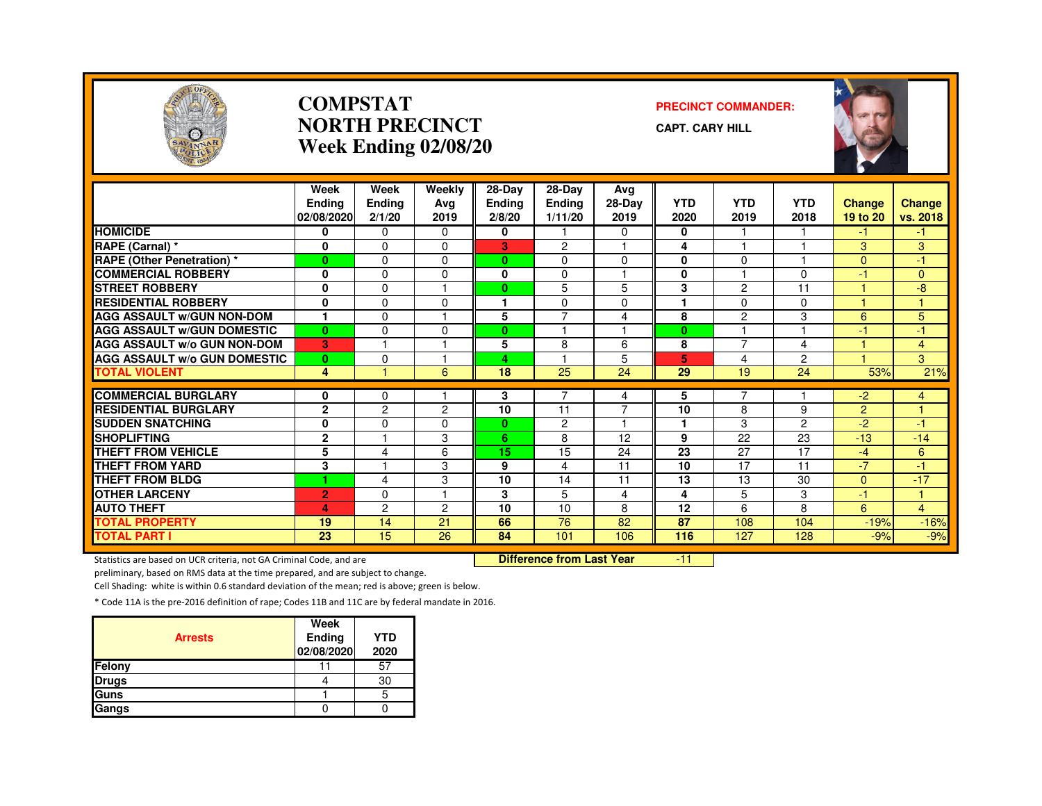# COMPSTAT
# NORTH PRECINCT
# Week Ending 02/08/20

**PRECINCT COMMANDER:**

**CAPT. CARY HILL**

| | Week Ending 02/08/2020 | Week Ending 2/1/20 | Weekly Avg 2019 | 28-Day Ending 2/8/20 | 28-Day Ending 1/11/20 | Avg 28-Day 2019 | YTD 2020 | YTD 2019 | YTD 2018 | Change 19 to 20 | Change vs. 2018 |
|---|---|---|---|---|---|---|---|---|---|---|---|
| HOMICIDE | 0 | 0 | 0 | 0 | 1 | 0 | 0 | 1 | 1 | -1 | -1 |
| RAPE (Carnal) * | 0 | 0 | 0 | 3 | 2 | 1 | 4 | 1 | 1 | 3 | 3 |
| RAPE (Other Penetration) * | 0 | 0 | 0 | 0 | 0 | 0 | 0 | 0 | 1 | 0 | -1 |
| COMMERCIAL ROBBERY | 0 | 0 | 0 | 0 | 0 | 1 | 0 | 1 | 0 | -1 | 0 |
| STREET ROBBERY | 0 | 0 | 1 | 0 | 5 | 5 | 3 | 2 | 11 | 1 | -8 |
| RESIDENTIAL ROBBERY | 0 | 0 | 0 | 1 | 0 | 0 | 1 | 0 | 0 | 1 | 1 |
| AGG ASSAULT w/GUN NON-DOM | 1 | 0 | 1 | 5 | 7 | 4 | 8 | 2 | 3 | 6 | 5 |
| AGG ASSAULT w/GUN DOMESTIC | 0 | 0 | 0 | 0 | 1 | 1 | 0 | 1 | 1 | -1 | -1 |
| AGG ASSAULT w/o GUN NON-DOM | 3 | 1 | 1 | 5 | 8 | 6 | 8 | 7 | 4 | 1 | 4 |
| AGG ASSAULT w/o GUN DOMESTIC | 0 | 0 | 1 | 4 | 1 | 5 | 5 | 4 | 2 | 1 | 3 |
| TOTAL VIOLENT | 4 | 1 | 6 | 18 | 25 | 24 | 29 | 19 | 24 | 53% | 21% |
| COMMERCIAL BURGLARY | 0 | 0 | 1 | 3 | 7 | 4 | 5 | 7 | 1 | -2 | 4 |
| RESIDENTIAL BURGLARY | 2 | 2 | 2 | 10 | 11 | 7 | 10 | 8 | 9 | 2 | 1 |
| SUDDEN SNATCHING | 0 | 0 | 0 | 0 | 2 | 1 | 1 | 3 | 2 | -2 | -1 |
| SHOPLIFTING | 2 | 1 | 3 | 6 | 8 | 12 | 9 | 22 | 23 | -13 | -14 |
| THEFT FROM VEHICLE | 5 | 4 | 6 | 15 | 15 | 24 | 23 | 27 | 17 | -4 | 6 |
| THEFT FROM YARD | 3 | 1 | 3 | 9 | 4 | 11 | 10 | 17 | 11 | -7 | -1 |
| THEFT FROM BLDG | 1 | 4 | 3 | 10 | 14 | 11 | 13 | 13 | 30 | 0 | -17 |
| OTHER LARCENY | 2 | 0 | 1 | 3 | 5 | 4 | 4 | 5 | 3 | -1 | 1 |
| AUTO THEFT | 4 | 2 | 2 | 10 | 10 | 8 | 12 | 6 | 8 | 6 | 4 |
| TOTAL PROPERTY | 19 | 14 | 21 | 66 | 76 | 82 | 87 | 108 | 104 | -19% | -16% |
| TOTAL PART I | 23 | 15 | 26 | 84 | 101 | 106 | 116 | 127 | 128 | -9% | -9% |

**Difference from Last Year** -11

Statistics are based on UCR criteria, not GA Criminal Code, and are preliminary, based on RMS data at the time prepared, and are subject to change.

Cell Shading: white is within 0.6 standard deviation of the mean; red is above; green is below.

* Code 11A is the pre-2016 definition of rape; Codes 11B and 11C are by federal mandate in 2016.

| Arrests | Week Ending 02/08/2020 | YTD 2020 |
|---|---|---|
| Felony | 11 | 57 |
| Drugs | 4 | 30 |
| Guns | 1 | 5 |
| Gangs | 0 | 0 |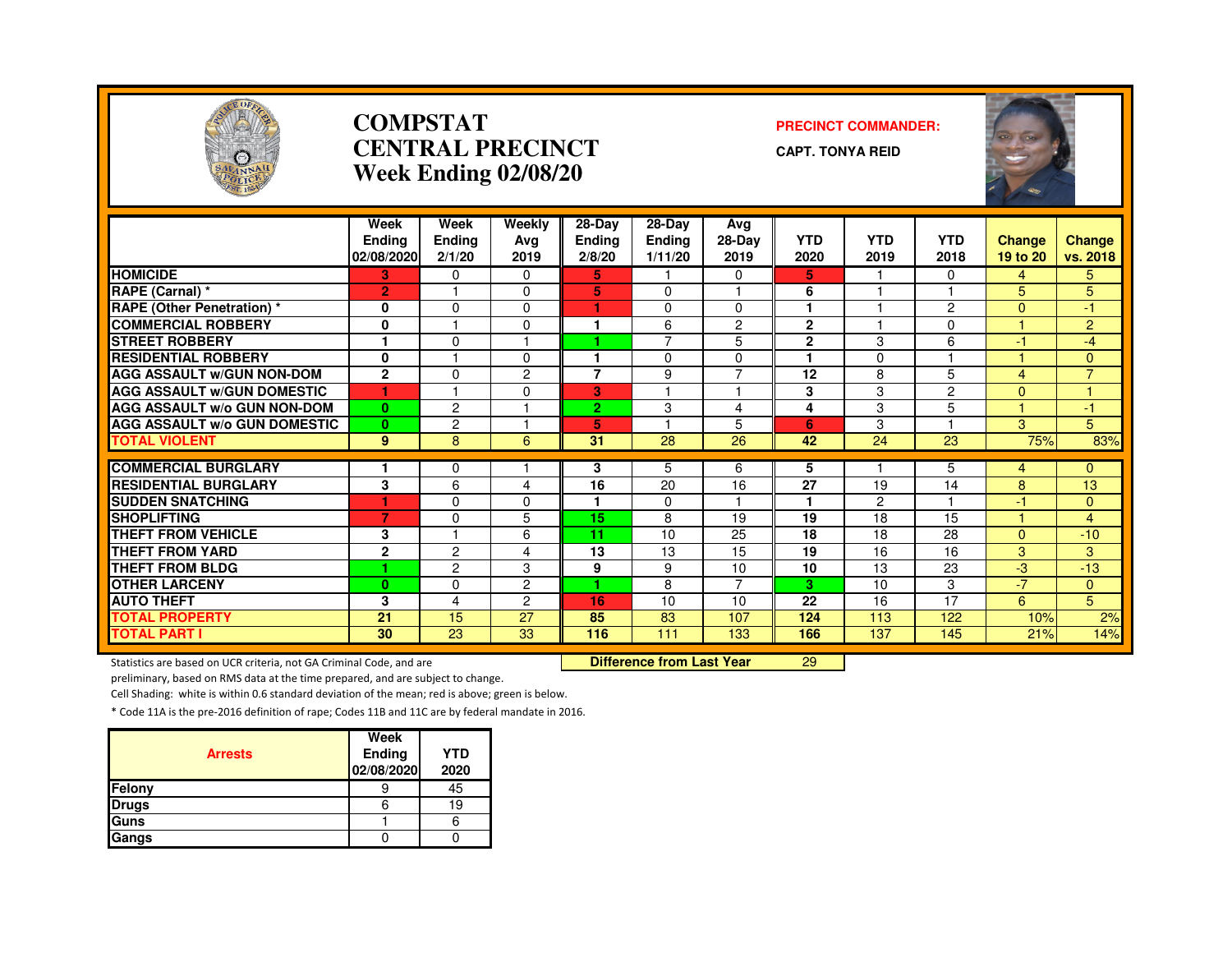# COMPSTAT
# CENTRAL PRECINCT
## Week Ending 02/08/20

**PRECINCT COMMANDER:**

**CAPT. TONYA REID**

| | Week Ending 02/08/2020 | Week Ending 2/1/20 | Weekly Avg 2019 | 28-Day Ending 2/8/20 | 28-Day Ending 1/11/20 | Avg 28-Day 2019 | YTD 2020 | YTD 2019 | YTD 2018 | Change 19 to 20 | Change vs. 2018 |
|---|---|---|---|---|---|---|---|---|---|---|---|
| HOMICIDE | 3 | 0 | 0 | 5 | 1 | 0 | 5 | 1 | 0 | 4 | 5 |
| RAPE (Carnal) * | 2 | 1 | 0 | 5 | 0 | 1 | 6 | 1 | 1 | 5 | 5 |
| RAPE (Other Penetration) * | 0 | 0 | 0 | 1 | 0 | 0 | 1 | 1 | 2 | 0 | -1 |
| COMMERCIAL ROBBERY | 0 | 1 | 0 | 1 | 6 | 2 | 2 | 1 | 0 | 1 | 2 |
| STREET ROBBERY | 1 | 0 | 1 | 1 | 7 | 5 | 2 | 3 | 6 | -1 | -4 |
| RESIDENTIAL ROBBERY | 0 | 1 | 0 | 1 | 0 | 0 | 1 | 0 | 1 | 1 | 0 |
| AGG ASSAULT w/GUN NON-DOM | 2 | 0 | 2 | 7 | 9 | 7 | 12 | 8 | 5 | 4 | 7 |
| AGG ASSAULT w/GUN DOMESTIC | 1 | 1 | 0 | 3 | 1 | 1 | 3 | 3 | 2 | 0 | 1 |
| AGG ASSAULT w/o GUN NON-DOM | 0 | 2 | 1 | 2 | 3 | 4 | 4 | 3 | 5 | 1 | -1 |
| AGG ASSAULT w/o GUN DOMESTIC | 0 | 2 | 1 | 5 | 1 | 5 | 6 | 3 | 1 | 3 | 5 |
| TOTAL VIOLENT | 9 | 8 | 6 | 31 | 28 | 26 | 42 | 24 | 23 | 75% | 83% |
| COMMERCIAL BURGLARY | 1 | 0 | 1 | 3 | 5 | 6 | 5 | 1 | 5 | 4 | 0 |
| RESIDENTIAL BURGLARY | 3 | 6 | 4 | 16 | 20 | 16 | 27 | 19 | 14 | 8 | 13 |
| SUDDEN SNATCHING | 1 | 0 | 0 | 1 | 0 | 1 | 1 | 2 | 1 | -1 | 0 |
| SHOPLIFTING | 7 | 0 | 5 | 15 | 8 | 19 | 19 | 18 | 15 | 1 | 4 |
| THEFT FROM VEHICLE | 3 | 1 | 6 | 11 | 10 | 25 | 18 | 18 | 28 | 0 | -10 |
| THEFT FROM YARD | 2 | 2 | 4 | 13 | 13 | 15 | 19 | 16 | 16 | 3 | 3 |
| THEFT FROM BLDG | 1 | 2 | 3 | 9 | 9 | 10 | 10 | 13 | 23 | -3 | -13 |
| OTHER LARCENY | 0 | 0 | 2 | 1 | 8 | 7 | 3 | 10 | 3 | -7 | 0 |
| AUTO THEFT | 3 | 4 | 2 | 16 | 10 | 10 | 22 | 16 | 17 | 6 | 5 |
| TOTAL PROPERTY | 21 | 15 | 27 | 85 | 83 | 107 | 124 | 113 | 122 | 10% | 2% |
| TOTAL PART I | 30 | 23 | 33 | 116 | 111 | 133 | 166 | 137 | 145 | 21% | 14% |

**Difference from Last Year** 29

Statistics are based on UCR criteria, not GA Criminal Code, and are preliminary, based on RMS data at the time prepared, and are subject to change.

Cell Shading: white is within 0.6 standard deviation of the mean; red is above; green is below.

* Code 11A is the pre-2016 definition of rape; Codes 11B and 11C are by federal mandate in 2016.

| Arrests | Week Ending 02/08/2020 | YTD 2020 |
|---|---|---|
| Felony | 9 | 45 |
| Drugs | 6 | 19 |
| Guns | 1 | 6 |
| Gangs | 0 | 0 |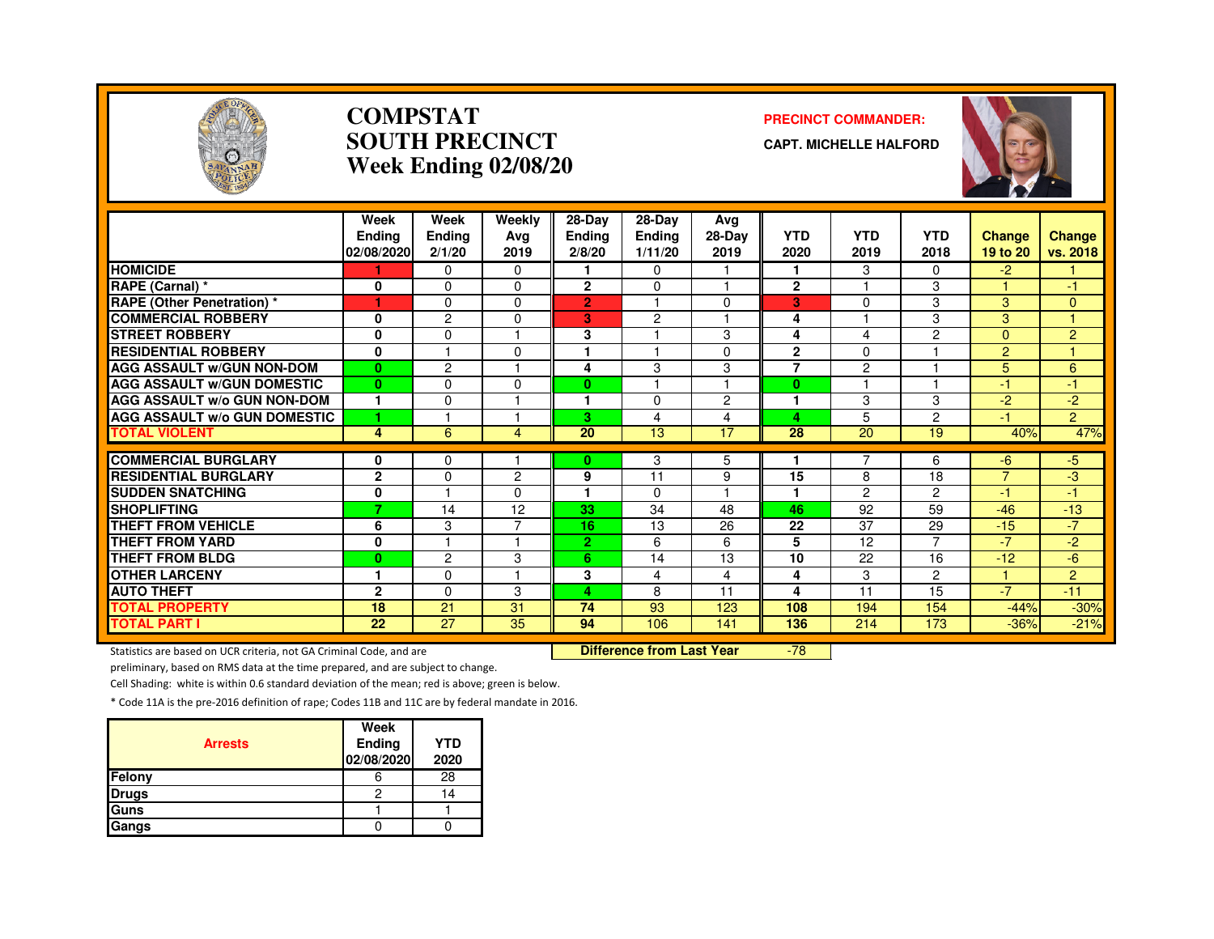# COMPSTAT
# SOUTH PRECINCT
## Week Ending 02/08/20

**PRECINCT COMMANDER:**

**CAPT. MICHELLE HALFORD**

| | Week Ending 02/08/2020 | Week Ending 2/1/20 | Weekly Avg 2019 | 28-Day Ending 2/8/20 | 28-Day Ending 1/11/20 | Avg 28-Day 2019 | YTD 2020 | YTD 2019 | YTD 2018 | Change 19 to 20 | Change vs. 2018 |
|---|---|---|---|---|---|---|---|---|---|---|---|
| **HOMICIDE** | 1 | 0 | 0 | 1 | 0 | 1 | 1 | 3 | 0 | -2 | 1 |
| **RAPE (Carnal) *** | 0 | 0 | 0 | 2 | 0 | 1 | 2 | 1 | 3 | 1 | -1 |
| **RAPE (Other Penetration) *** | 1 | 0 | 0 | 2 | 1 | 0 | 3 | 0 | 3 | 3 | 0 |
| **COMMERCIAL ROBBERY** | 0 | 2 | 0 | 3 | 2 | 1 | 4 | 1 | 3 | 3 | 1 |
| **STREET ROBBERY** | 0 | 0 | 1 | 3 | 1 | 3 | 4 | 4 | 2 | 0 | 2 |
| **RESIDENTIAL ROBBERY** | 0 | 1 | 0 | 1 | 1 | 0 | 2 | 0 | 1 | 2 | 1 |
| **AGG ASSAULT w/GUN NON-DOM** | 0 | 2 | 1 | 4 | 3 | 3 | 7 | 2 | 1 | 5 | 6 |
| **AGG ASSAULT w/GUN DOMESTIC** | 0 | 0 | 0 | 0 | 1 | 1 | 0 | 1 | 1 | -1 | -1 |
| **AGG ASSAULT w/o GUN NON-DOM** | 1 | 0 | 1 | 1 | 0 | 2 | 1 | 3 | 3 | -2 | -2 |
| **AGG ASSAULT w/o GUN DOMESTIC** | 1 | 1 | 1 | 3 | 4 | 4 | 4 | 5 | 2 | -1 | 2 |
| **TOTAL VIOLENT** | 4 | 6 | 4 | 20 | 13 | 17 | 28 | 20 | 19 | 40% | 47% |
| **COMMERCIAL BURGLARY** | 0 | 0 | 1 | 0 | 3 | 5 | 1 | 7 | 6 | -6 | -5 |
| **RESIDENTIAL BURGLARY** | 2 | 0 | 2 | 9 | 11 | 9 | 15 | 8 | 18 | 7 | -3 |
| **SUDDEN SNATCHING** | 0 | 1 | 0 | 1 | 0 | 1 | 1 | 2 | 2 | -1 | -1 |
| **SHOPLIFTING** | 7 | 14 | 12 | 33 | 34 | 48 | 46 | 92 | 59 | -46 | -13 |
| **THEFT FROM VEHICLE** | 6 | 3 | 7 | 16 | 13 | 26 | 22 | 37 | 29 | -15 | -7 |
| **THEFT FROM YARD** | 0 | 1 | 1 | 2 | 6 | 6 | 5 | 12 | 7 | -7 | -2 |
| **THEFT FROM BLDG** | 0 | 2 | 3 | 6 | 14 | 13 | 10 | 22 | 16 | -12 | -6 |
| **OTHER LARCENY** | 1 | 0 | 1 | 3 | 4 | 4 | 4 | 3 | 2 | 1 | 2 |
| **AUTO THEFT** | 2 | 0 | 3 | 4 | 8 | 11 | 4 | 11 | 15 | -7 | -11 |
| **TOTAL PROPERTY** | 18 | 21 | 31 | 74 | 93 | 123 | 108 | 194 | 154 | -44% | -30% |
| **TOTAL PART I** | 22 | 27 | 35 | 94 | 106 | 141 | 136 | 214 | 173 | -36% | -21% |

**Difference from Last Year** -78

Statistics are based on UCR criteria, not GA Criminal Code, and are preliminary, based on RMS data at the time prepared, and are subject to change.

Cell Shading: white is within 0.6 standard deviation of the mean; red is above; green is below.

* Code 11A is the pre-2016 definition of rape; Codes 11B and 11C are by federal mandate in 2016.

| Arrests | Week Ending 02/08/2020 | YTD 2020 |
|---|---|---|
| Felony | 6 | 28 |
| Drugs | 2 | 14 |
| Guns | 1 | 1 |
| Gangs | 0 | 0 |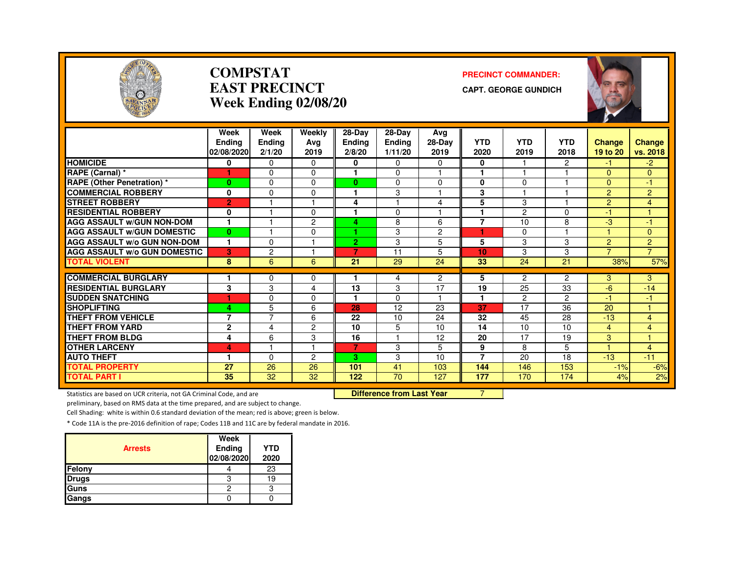# COMPSTAT
# EAST PRECINCT
# Week Ending 02/08/20

**PRECINCT COMMANDER:**

**CAPT. GEORGE GUNDICH**

| | Week Ending 02/08/2020 | Week Ending 2/1/20 | Weekly Avg 2019 | 28-Day Ending 2/8/20 | 28-Day Ending 1/11/20 | Avg 28-Day 2019 | YTD 2020 | YTD 2019 | YTD 2018 | Change 19 to 20 | Change vs. 2018 |
|---|---|---|---|---|---|---|---|---|---|---|---|
| **HOMICIDE** | 0 | 0 | 0 | 0 | 0 | 0 | 0 | 1 | 2 | -1 | -2 |
| **RAPE (Carnal) *** | 1 | 0 | 0 | 1 | 0 | 1 | 1 | 1 | 1 | 0 | 0 |
| **RAPE (Other Penetration) *** | 0 | 0 | 0 | 0 | 0 | 0 | 0 | 0 | 1 | 0 | -1 |
| **COMMERCIAL ROBBERY** | 0 | 0 | 0 | 1 | 3 | 1 | 3 | 1 | 1 | 2 | 2 |
| **STREET ROBBERY** | 2 | 1 | 1 | 4 | 1 | 4 | 5 | 3 | 1 | 2 | 4 |
| **RESIDENTIAL ROBBERY** | 0 | 1 | 0 | 1 | 0 | 1 | 1 | 2 | 0 | -1 | 1 |
| **AGG ASSAULT w/GUN NON-DOM** | 1 | 1 | 2 | 4 | 8 | 6 | 7 | 10 | 8 | -3 | -1 |
| **AGG ASSAULT w/GUN DOMESTIC** | 0 | 1 | 0 | 1 | 3 | 2 | 1 | 0 | 1 | 1 | 0 |
| **AGG ASSAULT w/o GUN NON-DOM** | 1 | 0 | 1 | 2 | 3 | 5 | 5 | 3 | 3 | 2 | 2 |
| **AGG ASSAULT w/o GUN DOMESTIC** | 3 | 2 | 1 | 7 | 11 | 5 | 10 | 3 | 3 | 7 | 7 |
| **TOTAL VIOLENT** | 8 | 6 | 6 | 21 | 29 | 24 | 33 | 24 | 21 | 38% | 57% |
| **COMMERCIAL BURGLARY** | 1 | 0 | 0 | 1 | 4 | 2 | 5 | 2 | 2 | 3 | 3 |
| **RESIDENTIAL BURGLARY** | 3 | 3 | 4 | 13 | 3 | 17 | 19 | 25 | 33 | -6 | -14 |
| **SUDDEN SNATCHING** | 1 | 0 | 0 | 1 | 0 | 1 | 1 | 2 | 2 | -1 | -1 |
| **SHOPLIFTING** | 4 | 5 | 6 | 28 | 12 | 23 | 37 | 17 | 36 | 20 | 1 |
| **THEFT FROM VEHICLE** | 7 | 7 | 6 | 22 | 10 | 24 | 32 | 45 | 28 | -13 | 4 |
| **THEFT FROM YARD** | 2 | 4 | 2 | 10 | 5 | 10 | 14 | 10 | 10 | 4 | 4 |
| **THEFT FROM BLDG** | 4 | 6 | 3 | 16 | 1 | 12 | 20 | 17 | 19 | 3 | 1 |
| **OTHER LARCENY** | 4 | 1 | 1 | 7 | 3 | 5 | 9 | 8 | 5 | 1 | 4 |
| **AUTO THEFT** | 1 | 0 | 2 | 3 | 3 | 10 | 7 | 20 | 18 | -13 | -11 |
| **TOTAL PROPERTY** | 27 | 26 | 26 | 101 | 41 | 103 | 144 | 146 | 153 | -1% | -6% |
| **TOTAL PART I** | 35 | 32 | 32 | 122 | 70 | 127 | 177 | 170 | 174 | 4% | 2% |

**Difference from Last Year** 7

Statistics are based on UCR criteria, not GA Criminal Code, and are preliminary, based on RMS data at the time prepared, and are subject to change.

Cell Shading: white is within 0.6 standard deviation of the mean; red is above; green is below.

* Code 11A is the pre-2016 definition of rape; Codes 11B and 11C are by federal mandate in 2016.

| Arrests | Week Ending 02/08/2020 | YTD 2020 |
|---|---|---|
| **Felony** | 4 | 23 |
| **Drugs** | 3 | 19 |
| **Guns** | 2 | 3 |
| **Gangs** | 0 | 0 |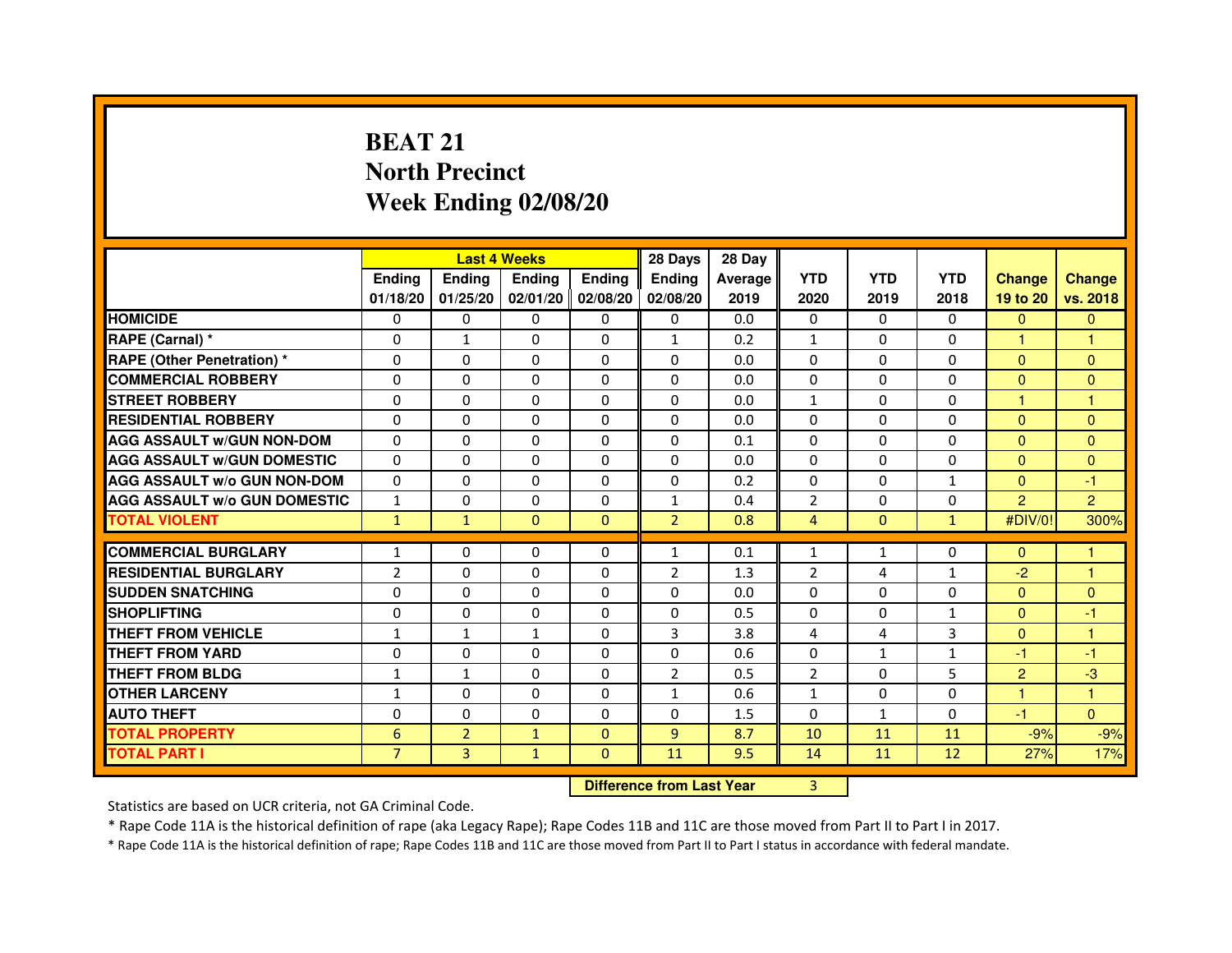# BEAT 21
# North Precinct
# Week Ending 02/08/20

| | Last 4 Weeks | | | | 28 Days | 28 Day | | | | | |
|---|---|---|---|---|---|---|---|---|---|---|---|
| | Ending 01/18/20 | Ending 01/25/20 | Ending 02/01/20 | Ending 02/08/20 | Ending 02/08/20 | Average 2019 | YTD 2020 | YTD 2019 | YTD 2018 | Change 19 to 20 | Change vs. 2018 |
| HOMICIDE | 0 | 0 | 0 | 0 | 0 | 0.0 | 0 | 0 | 0 | 0 | 0 |
| RAPE (Carnal) * | 0 | 1 | 0 | 0 | 1 | 0.2 | 1 | 0 | 0 | 1 | 1 |
| RAPE (Other Penetration) * | 0 | 0 | 0 | 0 | 0 | 0.0 | 0 | 0 | 0 | 0 | 0 |
| COMMERCIAL ROBBERY | 0 | 0 | 0 | 0 | 0 | 0.0 | 0 | 0 | 0 | 0 | 0 |
| STREET ROBBERY | 0 | 0 | 0 | 0 | 0 | 0.0 | 1 | 0 | 0 | 1 | 1 |
| RESIDENTIAL ROBBERY | 0 | 0 | 0 | 0 | 0 | 0.0 | 0 | 0 | 0 | 0 | 0 |
| AGG ASSAULT w/GUN NON-DOM | 0 | 0 | 0 | 0 | 0 | 0.1 | 0 | 0 | 0 | 0 | 0 |
| AGG ASSAULT w/GUN DOMESTIC | 0 | 0 | 0 | 0 | 0 | 0.0 | 0 | 0 | 0 | 0 | 0 |
| AGG ASSAULT w/o GUN NON-DOM | 0 | 0 | 0 | 0 | 0 | 0.2 | 0 | 0 | 1 | 0 | -1 |
| AGG ASSAULT w/o GUN DOMESTIC | 1 | 0 | 0 | 0 | 1 | 0.4 | 2 | 0 | 0 | 2 | 2 |
| TOTAL VIOLENT | 1 | 1 | 0 | 0 | 2 | 0.8 | 4 | 0 | 1 | #DIV/0! | 300% |
| COMMERCIAL BURGLARY | 1 | 0 | 0 | 0 | 1 | 0.1 | 1 | 1 | 0 | 0 | 1 |
| RESIDENTIAL BURGLARY | 2 | 0 | 0 | 0 | 2 | 1.3 | 2 | 4 | 1 | -2 | 1 |
| SUDDEN SNATCHING | 0 | 0 | 0 | 0 | 0 | 0.0 | 0 | 0 | 0 | 0 | 0 |
| SHOPLIFTING | 0 | 0 | 0 | 0 | 0 | 0.5 | 0 | 0 | 1 | 0 | -1 |
| THEFT FROM VEHICLE | 1 | 1 | 1 | 0 | 3 | 3.8 | 4 | 4 | 3 | 0 | 1 |
| THEFT FROM YARD | 0 | 0 | 0 | 0 | 0 | 0.6 | 0 | 1 | 1 | -1 | -1 |
| THEFT FROM BLDG | 1 | 1 | 0 | 0 | 2 | 0.5 | 2 | 0 | 5 | 2 | -3 |
| OTHER LARCENY | 1 | 0 | 0 | 0 | 1 | 0.6 | 1 | 0 | 0 | 1 | 1 |
| AUTO THEFT | 0 | 0 | 0 | 0 | 0 | 1.5 | 0 | 1 | 0 | -1 | 0 |
| TOTAL PROPERTY | 6 | 2 | 1 | 0 | 9 | 8.7 | 10 | 11 | 11 | -9% | -9% |
| TOTAL PART I | 7 | 3 | 1 | 0 | 11 | 9.5 | 14 | 11 | 12 | 27% | 17% |

**Difference from Last Year** 3

Statistics are based on UCR criteria, not GA Criminal Code.

* Rape Code 11A is the historical definition of rape (aka Legacy Rape); Rape Codes 11B and 11C are those moved from Part II to Part I in 2017.

* Rape Code 11A is the historical definition of rape; Rape Codes 11B and 11C are those moved from Part II to Part I status in accordance with federal mandate.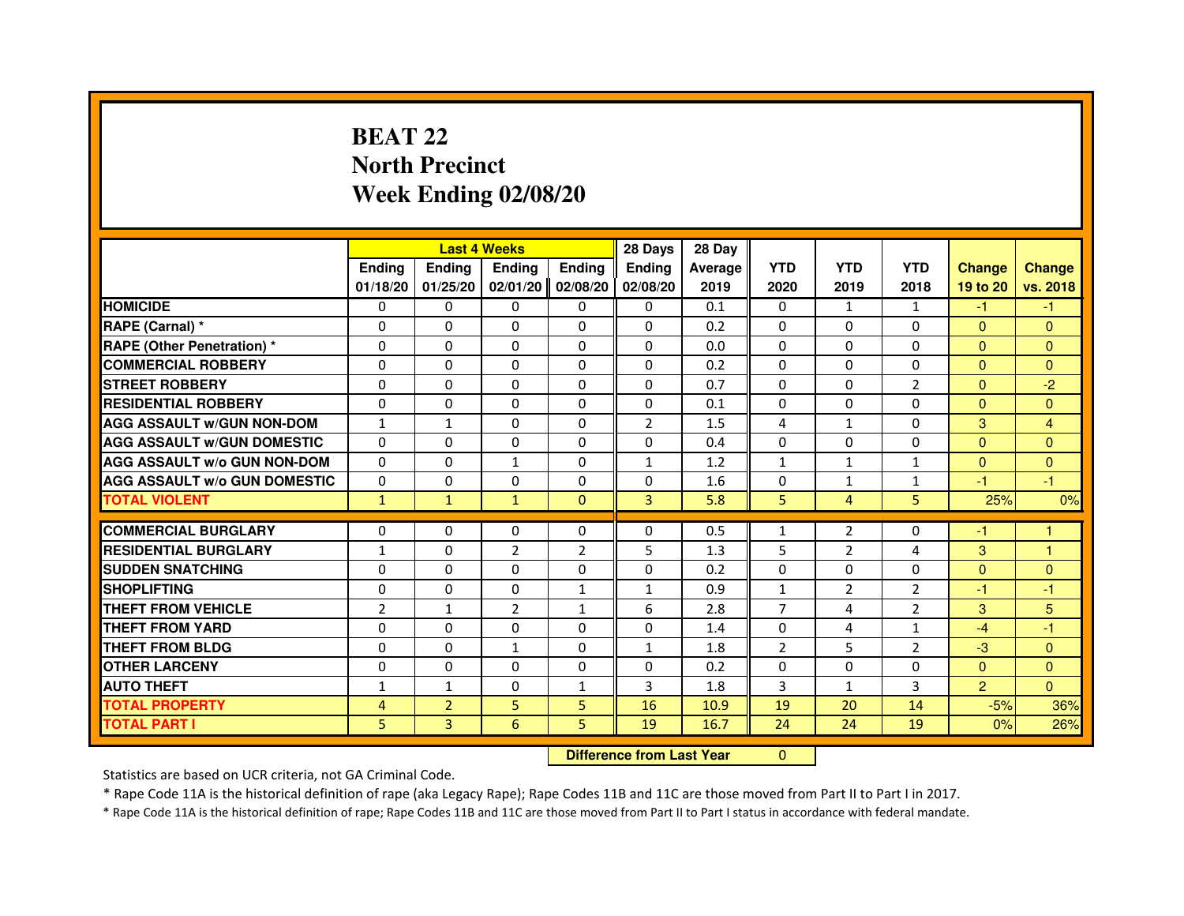# BEAT 22
# North Precinct
# Week Ending 02/08/20

| | Last 4 Weeks | | | | 28 Days | 28 Day | | | | | |
|---|---|---|---|---|---|---|---|---|---|---|---|
| | Ending 01/18/20 | Ending 01/25/20 | Ending 02/01/20 | Ending 02/08/20 | Ending 02/08/20 | Average 2019 | YTD 2020 | YTD 2019 | YTD 2018 | Change 19 to 20 | Change vs. 2018 |
| HOMICIDE | 0 | 0 | 0 | 0 | 0 | 0.1 | 0 | 1 | 1 | -1 | -1 |
| RAPE (Carnal) * | 0 | 0 | 0 | 0 | 0 | 0.2 | 0 | 0 | 0 | 0 | 0 |
| RAPE (Other Penetration) * | 0 | 0 | 0 | 0 | 0 | 0.0 | 0 | 0 | 0 | 0 | 0 |
| COMMERCIAL ROBBERY | 0 | 0 | 0 | 0 | 0 | 0.2 | 0 | 0 | 0 | 0 | 0 |
| STREET ROBBERY | 0 | 0 | 0 | 0 | 0 | 0.7 | 0 | 0 | 2 | 0 | -2 |
| RESIDENTIAL ROBBERY | 0 | 0 | 0 | 0 | 0 | 0.1 | 0 | 0 | 0 | 0 | 0 |
| AGG ASSAULT w/GUN NON-DOM | 1 | 1 | 0 | 0 | 2 | 1.5 | 4 | 1 | 0 | 3 | 4 |
| AGG ASSAULT w/GUN DOMESTIC | 0 | 0 | 0 | 0 | 0 | 0.4 | 0 | 0 | 0 | 0 | 0 |
| AGG ASSAULT w/o GUN NON-DOM | 0 | 0 | 1 | 0 | 1 | 1.2 | 1 | 1 | 1 | 0 | 0 |
| AGG ASSAULT w/o GUN DOMESTIC | 0 | 0 | 0 | 0 | 0 | 1.6 | 0 | 1 | 1 | -1 | -1 |
| TOTAL VIOLENT | 1 | 1 | 1 | 0 | 3 | 5.8 | 5 | 4 | 5 | 25% | 0% |
| COMMERCIAL BURGLARY | 0 | 0 | 0 | 0 | 0 | 0.5 | 1 | 2 | 0 | -1 | 1 |
| RESIDENTIAL BURGLARY | 1 | 0 | 2 | 2 | 5 | 1.3 | 5 | 2 | 4 | 3 | 1 |
| SUDDEN SNATCHING | 0 | 0 | 0 | 0 | 0 | 0.2 | 0 | 0 | 0 | 0 | 0 |
| SHOPLIFTING | 0 | 0 | 0 | 1 | 1 | 0.9 | 1 | 2 | 2 | -1 | -1 |
| THEFT FROM VEHICLE | 2 | 1 | 2 | 1 | 6 | 2.8 | 7 | 4 | 2 | 3 | 5 |
| THEFT FROM YARD | 0 | 0 | 0 | 0 | 0 | 1.4 | 0 | 4 | 1 | -4 | -1 |
| THEFT FROM BLDG | 0 | 0 | 1 | 0 | 1 | 1.8 | 2 | 5 | 2 | -3 | 0 |
| OTHER LARCENY | 0 | 0 | 0 | 0 | 0 | 0.2 | 0 | 0 | 0 | 0 | 0 |
| AUTO THEFT | 1 | 1 | 0 | 1 | 3 | 1.8 | 3 | 1 | 3 | 2 | 0 |
| TOTAL PROPERTY | 4 | 2 | 5 | 5 | 16 | 10.9 | 19 | 20 | 14 | -5% | 36% |
| TOTAL PART I | 5 | 3 | 6 | 5 | 19 | 16.7 | 24 | 24 | 19 | 0% | 26% |

**Difference from Last Year** 0

Statistics are based on UCR criteria, not GA Criminal Code.

* Rape Code 11A is the historical definition of rape (aka Legacy Rape); Rape Codes 11B and 11C are those moved from Part II to Part I in 2017.

* Rape Code 11A is the historical definition of rape; Rape Codes 11B and 11C are those moved from Part II to Part I status in accordance with federal mandate.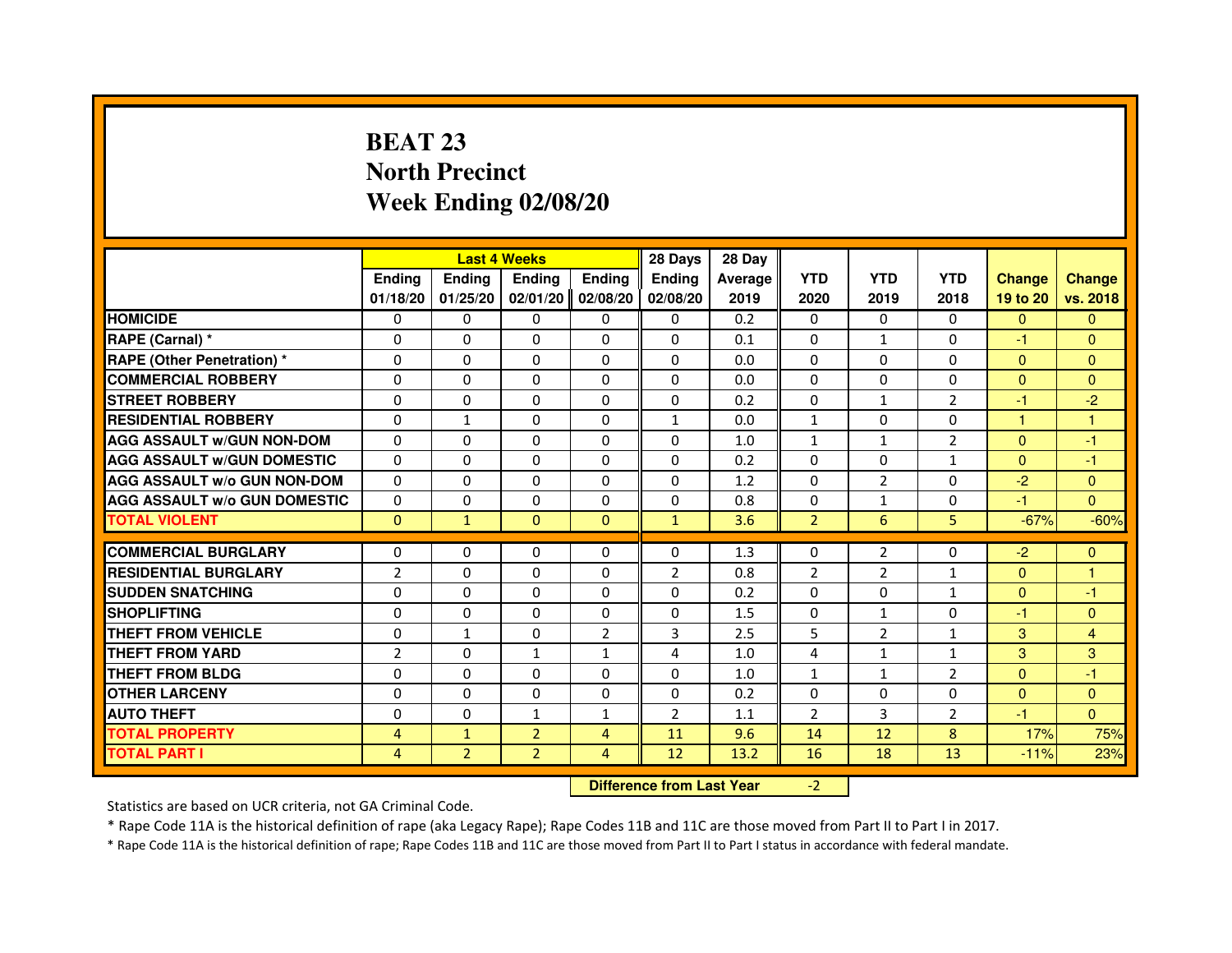# BEAT 23
## North Precinct
## Week Ending 02/08/20

| | Last 4 Weeks | | | | 28 Days | 28 Day | | | | | |
|---|---|---|---|---|---|---|---|---|---|---|---|
| | Ending 01/18/20 | Ending 01/25/20 | Ending 02/01/20 | Ending 02/08/20 | Ending 02/08/20 | Average 2019 | YTD 2020 | YTD 2019 | YTD 2018 | Change 19 to 20 | Change vs. 2018 |
| **HOMICIDE** | 0 | 0 | 0 | 0 | 0 | 0.2 | 0 | 0 | 0 | 0 | 0 |
| **RAPE (Carnal) *** | 0 | 0 | 0 | 0 | 0 | 0.1 | 0 | 1 | 0 | -1 | 0 |
| **RAPE (Other Penetration) *** | 0 | 0 | 0 | 0 | 0 | 0.0 | 0 | 0 | 0 | 0 | 0 |
| **COMMERCIAL ROBBERY** | 0 | 0 | 0 | 0 | 0 | 0.0 | 0 | 0 | 0 | 0 | 0 |
| **STREET ROBBERY** | 0 | 0 | 0 | 0 | 0 | 0.2 | 0 | 1 | 2 | -1 | -2 |
| **RESIDENTIAL ROBBERY** | 0 | 1 | 0 | 0 | 1 | 0.0 | 1 | 0 | 0 | 1 | 1 |
| **AGG ASSAULT w/GUN NON-DOM** | 0 | 0 | 0 | 0 | 0 | 1.0 | 1 | 1 | 2 | 0 | -1 |
| **AGG ASSAULT w/GUN DOMESTIC** | 0 | 0 | 0 | 0 | 0 | 0.2 | 0 | 0 | 1 | 0 | -1 |
| **AGG ASSAULT w/o GUN NON-DOM** | 0 | 0 | 0 | 0 | 0 | 1.2 | 0 | 2 | 0 | -2 | 0 |
| **AGG ASSAULT w/o GUN DOMESTIC** | 0 | 0 | 0 | 0 | 0 | 0.8 | 0 | 1 | 0 | -1 | 0 |
| **TOTAL VIOLENT** | 0 | 1 | 0 | 0 | 1 | 3.6 | 2 | 6 | 5 | -67% | -60% |
| **COMMERCIAL BURGLARY** | 0 | 0 | 0 | 0 | 0 | 1.3 | 0 | 2 | 0 | -2 | 0 |
| **RESIDENTIAL BURGLARY** | 2 | 0 | 0 | 0 | 2 | 0.8 | 2 | 2 | 1 | 0 | 1 |
| **SUDDEN SNATCHING** | 0 | 0 | 0 | 0 | 0 | 0.2 | 0 | 0 | 1 | 0 | -1 |
| **SHOPLIFTING** | 0 | 0 | 0 | 0 | 0 | 1.5 | 0 | 1 | 0 | -1 | 0 |
| **THEFT FROM VEHICLE** | 0 | 1 | 0 | 2 | 3 | 2.5 | 5 | 2 | 1 | 3 | 4 |
| **THEFT FROM YARD** | 2 | 0 | 1 | 1 | 4 | 1.0 | 4 | 1 | 1 | 3 | 3 |
| **THEFT FROM BLDG** | 0 | 0 | 0 | 0 | 0 | 1.0 | 1 | 1 | 2 | 0 | -1 |
| **OTHER LARCENY** | 0 | 0 | 0 | 0 | 0 | 0.2 | 0 | 0 | 0 | 0 | 0 |
| **AUTO THEFT** | 0 | 0 | 1 | 1 | 2 | 1.1 | 2 | 3 | 2 | -1 | 0 |
| **TOTAL PROPERTY** | 4 | 1 | 2 | 4 | 11 | 9.6 | 14 | 12 | 8 | 17% | 75% |
| **TOTAL PART I** | 4 | 2 | 2 | 4 | 12 | 13.2 | 16 | 18 | 13 | -11% | 23% |

| **Difference from Last Year** | -2 |
|---|---|

Statistics are based on UCR criteria, not GA Criminal Code.

* Rape Code 11A is the historical definition of rape (aka Legacy Rape); Rape Codes 11B and 11C are those moved from Part II to Part I in 2017.

* Rape Code 11A is the historical definition of rape; Rape Codes 11B and 11C are those moved from Part II to Part I status in accordance with federal mandate.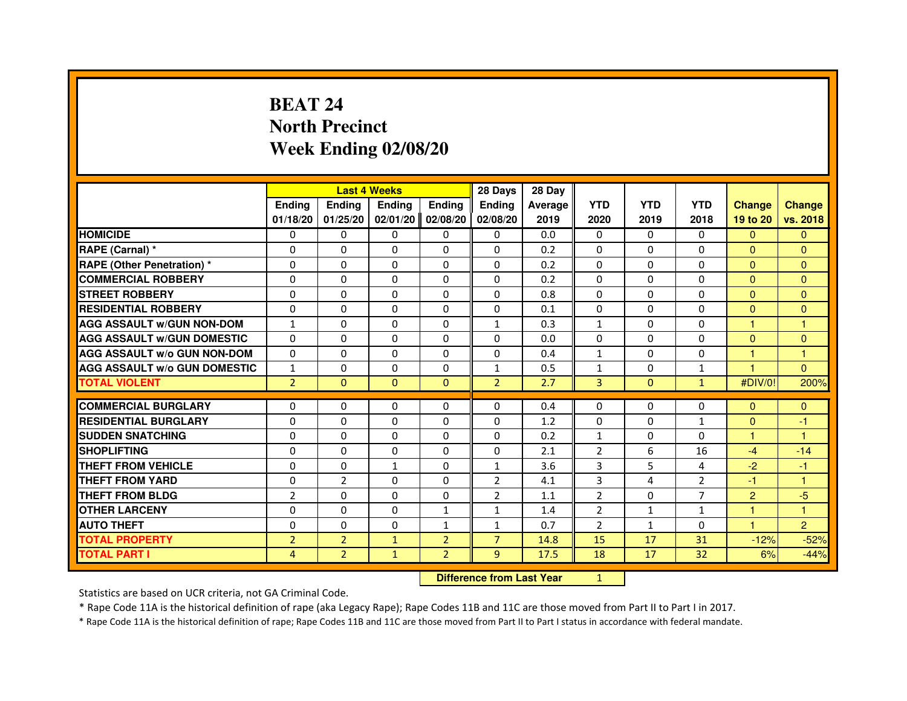# BEAT 24
## North Precinct
## Week Ending 02/08/20

| | Last 4 Weeks | | | | 28 Days | 28 Day | | | | | |
|---|---|---|---|---|---|---|---|---|---|---|---|
| | Ending 01/18/20 | Ending 01/25/20 | Ending 02/01/20 | Ending 02/08/20 | Ending 02/08/20 | Average 2019 | YTD 2020 | YTD 2019 | YTD 2018 | Change 19 to 20 | Change vs. 2018 |
| HOMICIDE | 0 | 0 | 0 | 0 | 0 | 0.0 | 0 | 0 | 0 | 0 | 0 |
| RAPE (Carnal) * | 0 | 0 | 0 | 0 | 0 | 0.2 | 0 | 0 | 0 | 0 | 0 |
| RAPE (Other Penetration) * | 0 | 0 | 0 | 0 | 0 | 0.2 | 0 | 0 | 0 | 0 | 0 |
| COMMERCIAL ROBBERY | 0 | 0 | 0 | 0 | 0 | 0.2 | 0 | 0 | 0 | 0 | 0 |
| STREET ROBBERY | 0 | 0 | 0 | 0 | 0 | 0.8 | 0 | 0 | 0 | 0 | 0 |
| RESIDENTIAL ROBBERY | 0 | 0 | 0 | 0 | 0 | 0.1 | 0 | 0 | 0 | 0 | 0 |
| AGG ASSAULT w/GUN NON-DOM | 1 | 0 | 0 | 0 | 1 | 0.3 | 1 | 0 | 0 | 1 | 1 |
| AGG ASSAULT w/GUN DOMESTIC | 0 | 0 | 0 | 0 | 0 | 0.0 | 0 | 0 | 0 | 0 | 0 |
| AGG ASSAULT w/o GUN NON-DOM | 0 | 0 | 0 | 0 | 0 | 0.4 | 1 | 0 | 0 | 1 | 1 |
| AGG ASSAULT w/o GUN DOMESTIC | 1 | 0 | 0 | 0 | 1 | 0.5 | 1 | 0 | 1 | 1 | 0 |
| TOTAL VIOLENT | 2 | 0 | 0 | 0 | 2 | 2.7 | 3 | 0 | 1 | #DIV/0! | 200% |
| COMMERCIAL BURGLARY | 0 | 0 | 0 | 0 | 0 | 0.4 | 0 | 0 | 0 | 0 | 0 |
| RESIDENTIAL BURGLARY | 0 | 0 | 0 | 0 | 0 | 1.2 | 0 | 0 | 1 | 0 | -1 |
| SUDDEN SNATCHING | 0 | 0 | 0 | 0 | 0 | 0.2 | 1 | 0 | 0 | 1 | 1 |
| SHOPLIFTING | 0 | 0 | 0 | 0 | 0 | 2.1 | 2 | 6 | 16 | -4 | -14 |
| THEFT FROM VEHICLE | 0 | 0 | 1 | 0 | 1 | 3.6 | 3 | 5 | 4 | -2 | -1 |
| THEFT FROM YARD | 0 | 2 | 0 | 0 | 2 | 4.1 | 3 | 4 | 2 | -1 | 1 |
| THEFT FROM BLDG | 2 | 0 | 0 | 0 | 2 | 1.1 | 2 | 0 | 7 | 2 | -5 |
| OTHER LARCENY | 0 | 0 | 0 | 1 | 1 | 1.4 | 2 | 1 | 1 | 1 | 1 |
| AUTO THEFT | 0 | 0 | 0 | 1 | 1 | 0.7 | 2 | 1 | 0 | 1 | 2 |
| TOTAL PROPERTY | 2 | 2 | 1 | 2 | 7 | 14.8 | 15 | 17 | 31 | -12% | -52% |
| TOTAL PART I | 4 | 2 | 1 | 2 | 9 | 17.5 | 18 | 17 | 32 | 6% | -44% |

| Difference from Last Year | 1 |
|---|---|

Statistics are based on UCR criteria, not GA Criminal Code.

* Rape Code 11A is the historical definition of rape (aka Legacy Rape); Rape Codes 11B and 11C are those moved from Part II to Part I in 2017.

* Rape Code 11A is the historical definition of rape; Rape Codes 11B and 11C are those moved from Part II to Part I status in accordance with federal mandate.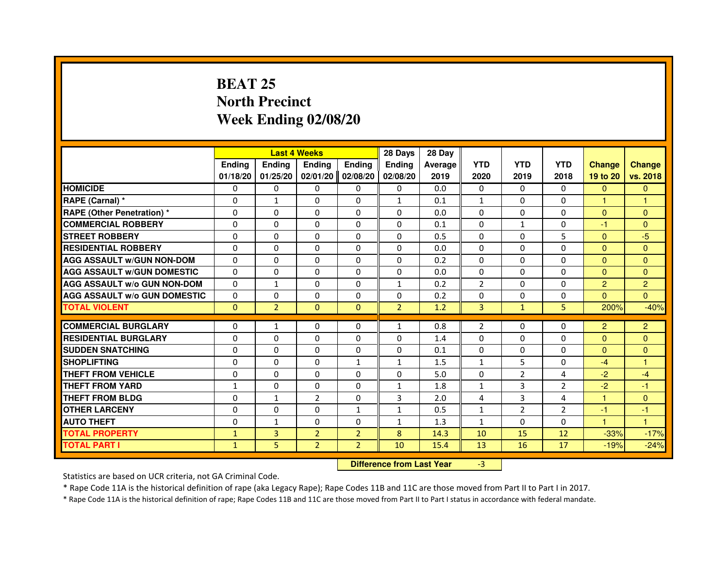# BEAT 25
## North Precinct
## Week Ending 02/08/20

| | Last 4 Weeks | | | | 28 Days | 28 Day | | | | | |
|---|---|---|---|---|---|---|---|---|---|---|---|
| | Ending 01/18/20 | Ending 01/25/20 | Ending 02/01/20 | Ending 02/08/20 | Ending 02/08/20 | Average 2019 | YTD 2020 | YTD 2019 | YTD 2018 | Change 19 to 20 | Change vs. 2018 |
| HOMICIDE | 0 | 0 | 0 | 0 | 0 | 0.0 | 0 | 0 | 0 | 0 | 0 |
| RAPE (Carnal) * | 0 | 1 | 0 | 0 | 1 | 0.1 | 1 | 0 | 0 | 1 | 1 |
| RAPE (Other Penetration) * | 0 | 0 | 0 | 0 | 0 | 0.0 | 0 | 0 | 0 | 0 | 0 |
| COMMERCIAL ROBBERY | 0 | 0 | 0 | 0 | 0 | 0.1 | 0 | 1 | 0 | -1 | 0 |
| STREET ROBBERY | 0 | 0 | 0 | 0 | 0 | 0.5 | 0 | 0 | 5 | 0 | -5 |
| RESIDENTIAL ROBBERY | 0 | 0 | 0 | 0 | 0 | 0.0 | 0 | 0 | 0 | 0 | 0 |
| AGG ASSAULT w/GUN NON-DOM | 0 | 0 | 0 | 0 | 0 | 0.2 | 0 | 0 | 0 | 0 | 0 |
| AGG ASSAULT w/GUN DOMESTIC | 0 | 0 | 0 | 0 | 0 | 0.0 | 0 | 0 | 0 | 0 | 0 |
| AGG ASSAULT w/o GUN NON-DOM | 0 | 1 | 0 | 0 | 1 | 0.2 | 2 | 0 | 0 | 2 | 2 |
| AGG ASSAULT w/o GUN DOMESTIC | 0 | 0 | 0 | 0 | 0 | 0.2 | 0 | 0 | 0 | 0 | 0 |
| TOTAL VIOLENT | 0 | 2 | 0 | 0 | 2 | 1.2 | 3 | 1 | 5 | 200% | -40% |
| COMMERCIAL BURGLARY | 0 | 1 | 0 | 0 | 1 | 0.8 | 2 | 0 | 0 | 2 | 2 |
| RESIDENTIAL BURGLARY | 0 | 0 | 0 | 0 | 0 | 1.4 | 0 | 0 | 0 | 0 | 0 |
| SUDDEN SNATCHING | 0 | 0 | 0 | 0 | 0 | 0.1 | 0 | 0 | 0 | 0 | 0 |
| SHOPLIFTING | 0 | 0 | 0 | 1 | 1 | 1.5 | 1 | 5 | 0 | -4 | 1 |
| THEFT FROM VEHICLE | 0 | 0 | 0 | 0 | 0 | 5.0 | 0 | 2 | 4 | -2 | -4 |
| THEFT FROM YARD | 1 | 0 | 0 | 0 | 1 | 1.8 | 1 | 3 | 2 | -2 | -1 |
| THEFT FROM BLDG | 0 | 1 | 2 | 0 | 3 | 2.0 | 4 | 3 | 4 | 1 | 0 |
| OTHER LARCENY | 0 | 0 | 0 | 1 | 1 | 0.5 | 1 | 2 | 2 | -1 | -1 |
| AUTO THEFT | 0 | 1 | 0 | 0 | 1 | 1.3 | 1 | 0 | 0 | 1 | 1 |
| TOTAL PROPERTY | 1 | 3 | 2 | 2 | 8 | 14.3 | 10 | 15 | 12 | -33% | -17% |
| TOTAL PART I | 1 | 5 | 2 | 2 | 10 | 15.4 | 13 | 16 | 17 | -19% | -24% |

**Difference from Last Year** -3

Statistics are based on UCR criteria, not GA Criminal Code.

* Rape Code 11A is the historical definition of rape (aka Legacy Rape); Rape Codes 11B and 11C are those moved from Part II to Part I in 2017.

* Rape Code 11A is the historical definition of rape; Rape Codes 11B and 11C are those moved from Part II to Part I status in accordance with federal mandate.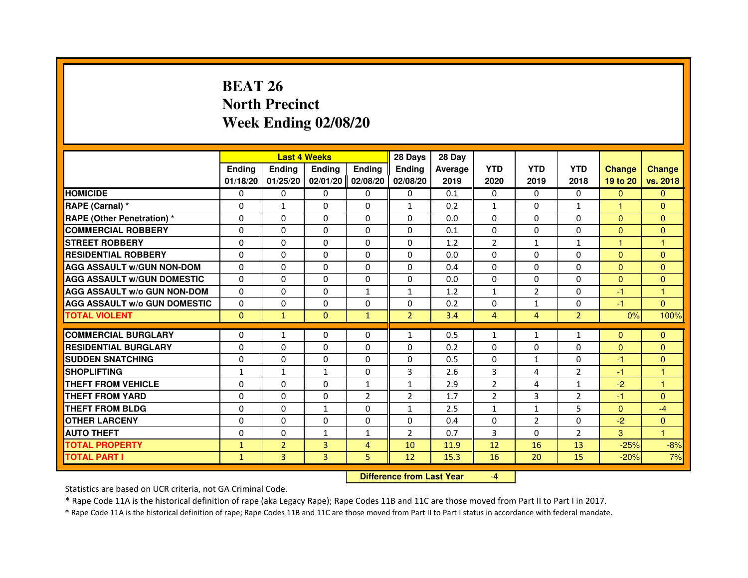# BEAT 26
## North Precinct
## Week Ending 02/08/20

| | Last 4 Weeks | | | | 28 Days | 28 Day | | | | | |
|---|---|---|---|---|---|---|---|---|---|---|---|
| | Ending 01/18/20 | Ending 01/25/20 | Ending 02/01/20 | Ending 02/08/20 | Ending 02/08/20 | Average 2019 | YTD 2020 | YTD 2019 | YTD 2018 | Change 19 to 20 | Change vs. 2018 |
| HOMICIDE | 0 | 0 | 0 | 0 | 0 | 0.1 | 0 | 0 | 0 | 0 | 0 |
| RAPE (Carnal) * | 0 | 1 | 0 | 0 | 1 | 0.2 | 1 | 0 | 1 | 1 | 0 |
| RAPE (Other Penetration) * | 0 | 0 | 0 | 0 | 0 | 0.0 | 0 | 0 | 0 | 0 | 0 |
| COMMERCIAL ROBBERY | 0 | 0 | 0 | 0 | 0 | 0.1 | 0 | 0 | 0 | 0 | 0 |
| STREET ROBBERY | 0 | 0 | 0 | 0 | 0 | 1.2 | 2 | 1 | 1 | 1 | 1 |
| RESIDENTIAL ROBBERY | 0 | 0 | 0 | 0 | 0 | 0.0 | 0 | 0 | 0 | 0 | 0 |
| AGG ASSAULT w/GUN NON-DOM | 0 | 0 | 0 | 0 | 0 | 0.4 | 0 | 0 | 0 | 0 | 0 |
| AGG ASSAULT w/GUN DOMESTIC | 0 | 0 | 0 | 0 | 0 | 0.0 | 0 | 0 | 0 | 0 | 0 |
| AGG ASSAULT w/o GUN NON-DOM | 0 | 0 | 0 | 1 | 1 | 1.2 | 1 | 2 | 0 | -1 | 1 |
| AGG ASSAULT w/o GUN DOMESTIC | 0 | 0 | 0 | 0 | 0 | 0.2 | 0 | 1 | 0 | -1 | 0 |
| TOTAL VIOLENT | 0 | 1 | 0 | 1 | 2 | 3.4 | 4 | 4 | 2 | 0% | 100% |
| COMMERCIAL BURGLARY | 0 | 1 | 0 | 0 | 1 | 0.5 | 1 | 1 | 1 | 0 | 0 |
| RESIDENTIAL BURGLARY | 0 | 0 | 0 | 0 | 0 | 0.2 | 0 | 0 | 0 | 0 | 0 |
| SUDDEN SNATCHING | 0 | 0 | 0 | 0 | 0 | 0.5 | 0 | 1 | 0 | -1 | 0 |
| SHOPLIFTING | 1 | 1 | 1 | 0 | 3 | 2.6 | 3 | 4 | 2 | -1 | 1 |
| THEFT FROM VEHICLE | 0 | 0 | 0 | 1 | 1 | 2.9 | 2 | 4 | 1 | -2 | 1 |
| THEFT FROM YARD | 0 | 0 | 0 | 2 | 2 | 1.7 | 2 | 3 | 2 | -1 | 0 |
| THEFT FROM BLDG | 0 | 0 | 1 | 0 | 1 | 2.5 | 1 | 1 | 5 | 0 | -4 |
| OTHER LARCENY | 0 | 0 | 0 | 0 | 0 | 0.4 | 0 | 2 | 0 | -2 | 0 |
| AUTO THEFT | 0 | 0 | 1 | 1 | 2 | 0.7 | 3 | 0 | 2 | 3 | 1 |
| TOTAL PROPERTY | 1 | 2 | 3 | 4 | 10 | 11.9 | 12 | 16 | 13 | -25% | -8% |
| TOTAL PART I | 1 | 3 | 3 | 5 | 12 | 15.3 | 16 | 20 | 15 | -20% | 7% |

**Difference from Last Year** -4

Statistics are based on UCR criteria, not GA Criminal Code.

* Rape Code 11A is the historical definition of rape (aka Legacy Rape); Rape Codes 11B and 11C are those moved from Part II to Part I in 2017.

* Rape Code 11A is the historical definition of rape; Rape Codes 11B and 11C are those moved from Part II to Part I status in accordance with federal mandate.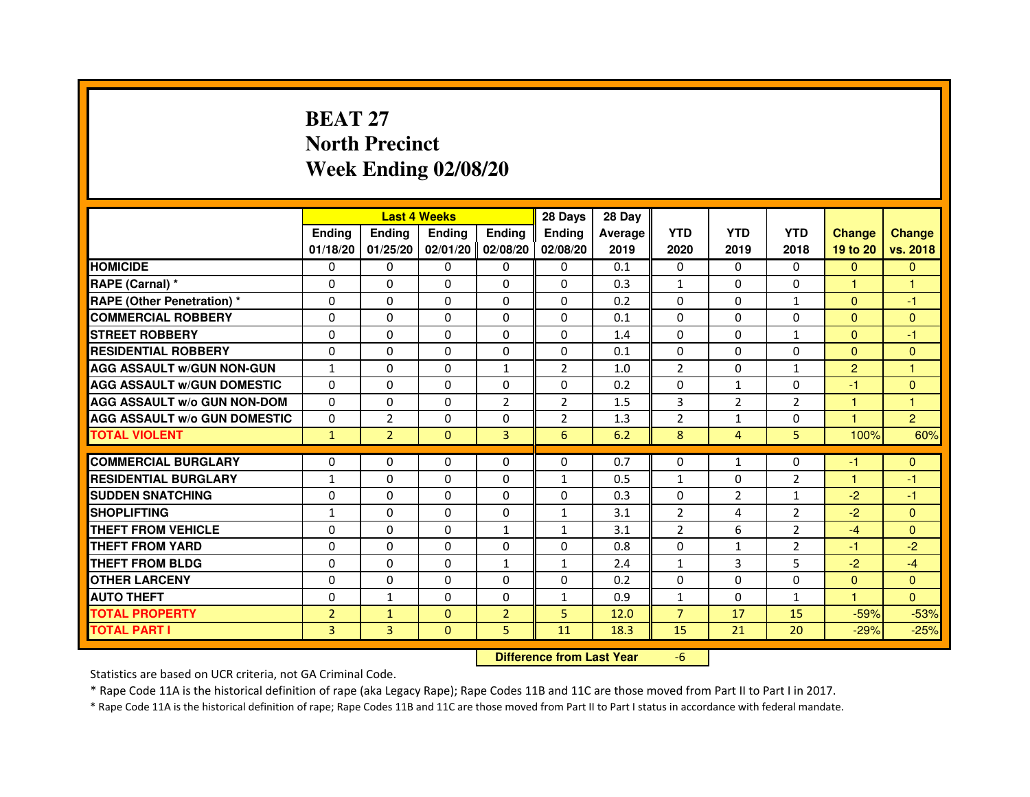# BEAT 27
## North Precinct
## Week Ending 02/08/20

| | Last 4 Weeks | | | | 28 Days | 28 Day | | | | | |
|---|---|---|---|---|---|---|---|---|---|---|---|
| | Ending 01/18/20 | Ending 01/25/20 | Ending 02/01/20 | Ending 02/08/20 | Ending 02/08/20 | Average 2019 | YTD 2020 | YTD 2019 | YTD 2018 | Change 19 to 20 | Change vs. 2018 |
| HOMICIDE | 0 | 0 | 0 | 0 | 0 | 0.1 | 0 | 0 | 0 | 0 | 0 |
| RAPE (Carnal) * | 0 | 0 | 0 | 0 | 0 | 0.3 | 1 | 0 | 0 | 1 | 1 |
| RAPE (Other Penetration) * | 0 | 0 | 0 | 0 | 0 | 0.2 | 0 | 0 | 1 | 0 | -1 |
| COMMERCIAL ROBBERY | 0 | 0 | 0 | 0 | 0 | 0.1 | 0 | 0 | 0 | 0 | 0 |
| STREET ROBBERY | 0 | 0 | 0 | 0 | 0 | 1.4 | 0 | 0 | 1 | 0 | -1 |
| RESIDENTIAL ROBBERY | 0 | 0 | 0 | 0 | 0 | 0.1 | 0 | 0 | 0 | 0 | 0 |
| AGG ASSAULT w/GUN NON-GUN | 1 | 0 | 0 | 1 | 2 | 1.0 | 2 | 0 | 1 | 2 | 1 |
| AGG ASSAULT w/GUN DOMESTIC | 0 | 0 | 0 | 0 | 0 | 0.2 | 0 | 1 | 0 | -1 | 0 |
| AGG ASSAULT w/o GUN NON-DOM | 0 | 0 | 0 | 2 | 2 | 1.5 | 3 | 2 | 2 | 1 | 1 |
| AGG ASSAULT w/o GUN DOMESTIC | 0 | 2 | 0 | 0 | 2 | 1.3 | 2 | 1 | 0 | 1 | 2 |
| TOTAL VIOLENT | 1 | 2 | 0 | 3 | 6 | 6.2 | 8 | 4 | 5 | 100% | 60% |
| COMMERCIAL BURGLARY | 0 | 0 | 0 | 0 | 0 | 0.7 | 0 | 1 | 0 | -1 | 0 |
| RESIDENTIAL BURGLARY | 1 | 0 | 0 | 0 | 1 | 0.5 | 1 | 0 | 2 | 1 | -1 |
| SUDDEN SNATCHING | 0 | 0 | 0 | 0 | 0 | 0.3 | 0 | 2 | 1 | -2 | -1 |
| SHOPLIFTING | 1 | 0 | 0 | 0 | 1 | 3.1 | 2 | 4 | 2 | -2 | 0 |
| THEFT FROM VEHICLE | 0 | 0 | 0 | 1 | 1 | 3.1 | 2 | 6 | 2 | -4 | 0 |
| THEFT FROM YARD | 0 | 0 | 0 | 0 | 0 | 0.8 | 0 | 1 | 2 | -1 | -2 |
| THEFT FROM BLDG | 0 | 0 | 0 | 1 | 1 | 2.4 | 1 | 3 | 5 | -2 | -4 |
| OTHER LARCENY | 0 | 0 | 0 | 0 | 0 | 0.2 | 0 | 0 | 0 | 0 | 0 |
| AUTO THEFT | 0 | 1 | 0 | 0 | 1 | 0.9 | 1 | 0 | 1 | 1 | 0 |
| TOTAL PROPERTY | 2 | 1 | 0 | 2 | 5 | 12.0 | 7 | 17 | 15 | -59% | -53% |
| TOTAL PART I | 3 | 3 | 0 | 5 | 11 | 18.3 | 15 | 21 | 20 | -29% | -25% |

**Difference from Last Year** -6

Statistics are based on UCR criteria, not GA Criminal Code.

* Rape Code 11A is the historical definition of rape (aka Legacy Rape); Rape Codes 11B and 11C are those moved from Part II to Part I in 2017.

* Rape Code 11A is the historical definition of rape; Rape Codes 11B and 11C are those moved from Part II to Part I status in accordance with federal mandate.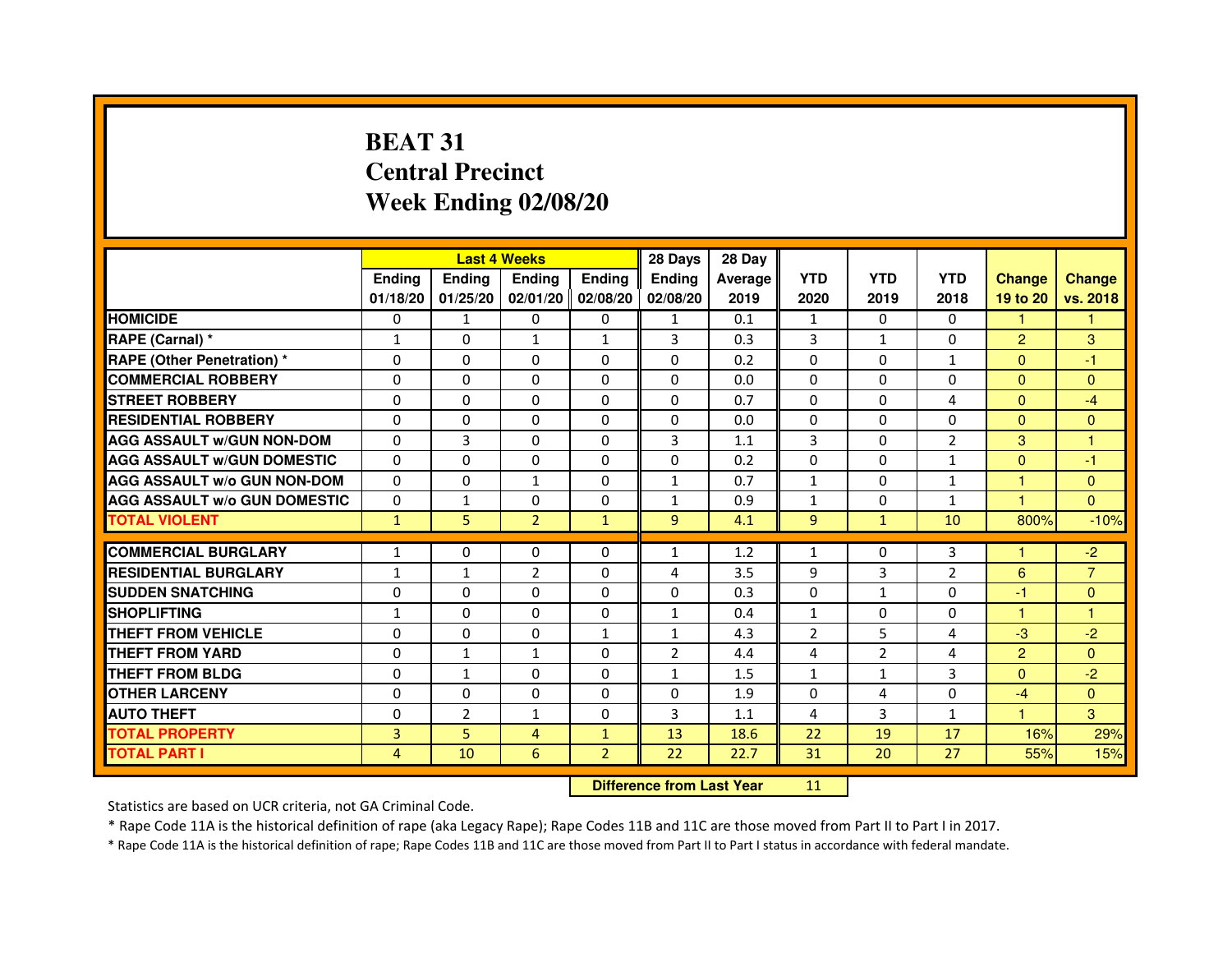# BEAT 31
## Central Precinct
## Week Ending 02/08/20

| | Last 4 Weeks | | | | 28 Days | 28 Day | | | | | |
|---|---|---|---|---|---|---|---|---|---|---|---|
| | Ending 01/18/20 | Ending 01/25/20 | Ending 02/01/20 | Ending 02/08/20 | Ending 02/08/20 | Average 2019 | YTD 2020 | YTD 2019 | YTD 2018 | Change 19 to 20 | Change vs. 2018 |
| **HOMICIDE** | 0 | 1 | 0 | 0 | 1 | 0.1 | 1 | 0 | 0 | 1 | 1 |
| **RAPE (Carnal) *** | 1 | 0 | 1 | 1 | 3 | 0.3 | 3 | 1 | 0 | 2 | 3 |
| **RAPE (Other Penetration) *** | 0 | 0 | 0 | 0 | 0 | 0.2 | 0 | 0 | 1 | 0 | -1 |
| **COMMERCIAL ROBBERY** | 0 | 0 | 0 | 0 | 0 | 0.0 | 0 | 0 | 0 | 0 | 0 |
| **STREET ROBBERY** | 0 | 0 | 0 | 0 | 0 | 0.7 | 0 | 0 | 4 | 0 | -4 |
| **RESIDENTIAL ROBBERY** | 0 | 0 | 0 | 0 | 0 | 0.0 | 0 | 0 | 0 | 0 | 0 |
| **AGG ASSAULT w/GUN NON-DOM** | 0 | 3 | 0 | 0 | 3 | 1.1 | 3 | 0 | 2 | 3 | 1 |
| **AGG ASSAULT w/GUN DOMESTIC** | 0 | 0 | 0 | 0 | 0 | 0.2 | 0 | 0 | 1 | 0 | -1 |
| **AGG ASSAULT w/o GUN NON-DOM** | 0 | 0 | 1 | 0 | 1 | 0.7 | 1 | 0 | 1 | 1 | 0 |
| **AGG ASSAULT w/o GUN DOMESTIC** | 0 | 1 | 0 | 0 | 1 | 0.9 | 1 | 0 | 1 | 1 | 0 |
| **TOTAL VIOLENT** | 1 | 5 | 2 | 1 | 9 | 4.1 | 9 | 1 | 10 | 800% | -10% |
| **COMMERCIAL BURGLARY** | 1 | 0 | 0 | 0 | 1 | 1.2 | 1 | 0 | 3 | 1 | -2 |
| **RESIDENTIAL BURGLARY** | 1 | 1 | 2 | 0 | 4 | 3.5 | 9 | 3 | 2 | 6 | 7 |
| **SUDDEN SNATCHING** | 0 | 0 | 0 | 0 | 0 | 0.3 | 0 | 1 | 0 | -1 | 0 |
| **SHOPLIFTING** | 1 | 0 | 0 | 0 | 1 | 0.4 | 1 | 0 | 0 | 1 | 1 |
| **THEFT FROM VEHICLE** | 0 | 0 | 0 | 1 | 1 | 4.3 | 2 | 5 | 4 | -3 | -2 |
| **THEFT FROM YARD** | 0 | 1 | 1 | 0 | 2 | 4.4 | 4 | 2 | 4 | 2 | 0 |
| **THEFT FROM BLDG** | 0 | 1 | 0 | 0 | 1 | 1.5 | 1 | 1 | 3 | 0 | -2 |
| **OTHER LARCENY** | 0 | 0 | 0 | 0 | 0 | 1.9 | 0 | 4 | 0 | -4 | 0 |
| **AUTO THEFT** | 0 | 2 | 1 | 0 | 3 | 1.1 | 4 | 3 | 1 | 1 | 3 |
| **TOTAL PROPERTY** | 3 | 5 | 4 | 1 | 13 | 18.6 | 22 | 19 | 17 | 16% | 29% |
| **TOTAL PART I** | 4 | 10 | 6 | 2 | 22 | 22.7 | 31 | 20 | 27 | 55% | 15% |

**Difference from Last Year** 11

Statistics are based on UCR criteria, not GA Criminal Code.

* Rape Code 11A is the historical definition of rape (aka Legacy Rape); Rape Codes 11B and 11C are those moved from Part II to Part I in 2017.

* Rape Code 11A is the historical definition of rape; Rape Codes 11B and 11C are those moved from Part II to Part I status in accordance with federal mandate.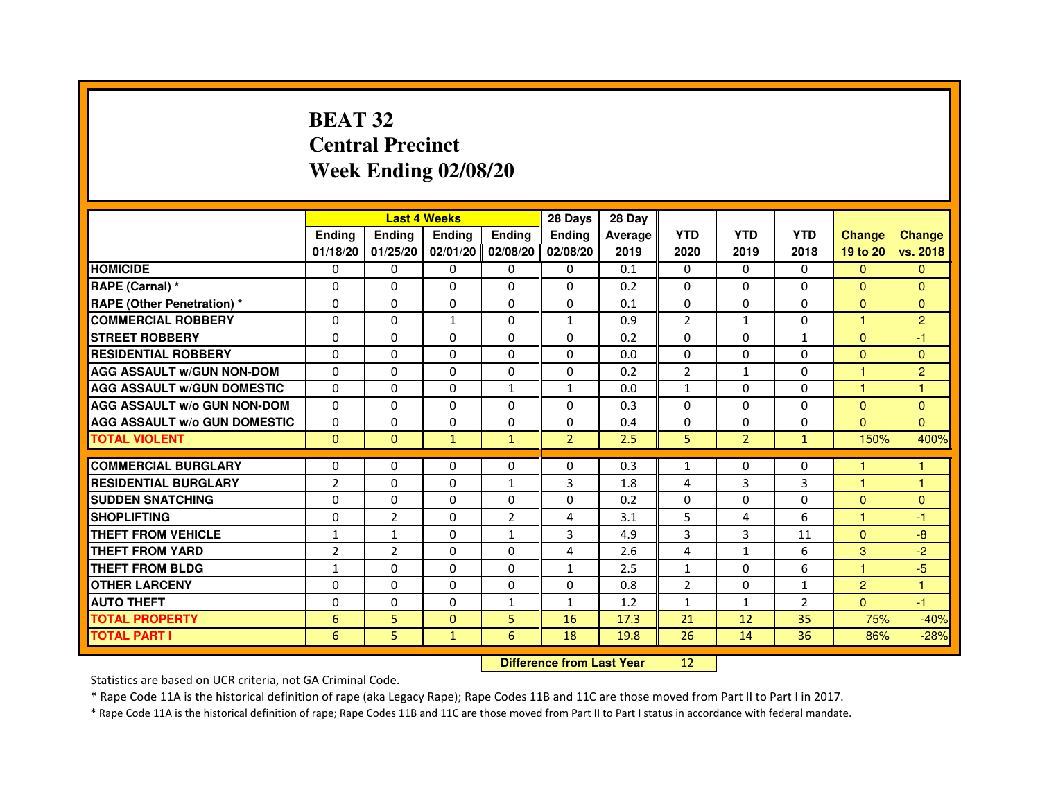# BEAT 32
## Central Precinct
## Week Ending 02/08/20

| | Last 4 Weeks | | | | 28 Days | 28 Day | | | | | |
|---|---|---|---|---|---|---|---|---|---|---|---|
| | Ending 01/18/20 | Ending 01/25/20 | Ending 02/01/20 | Ending 02/08/20 | Ending 02/08/20 | Average 2019 | YTD 2020 | YTD 2019 | YTD 2018 | Change 19 to 20 | Change vs. 2018 |
| HOMICIDE | 0 | 0 | 0 | 0 | 0 | 0.1 | 0 | 0 | 0 | 0 | 0 |
| RAPE (Carnal) * | 0 | 0 | 0 | 0 | 0 | 0.2 | 0 | 0 | 0 | 0 | 0 |
| RAPE (Other Penetration) * | 0 | 0 | 0 | 0 | 0 | 0.1 | 0 | 0 | 0 | 0 | 0 |
| COMMERCIAL ROBBERY | 0 | 0 | 1 | 0 | 1 | 0.9 | 2 | 1 | 0 | 1 | 2 |
| STREET ROBBERY | 0 | 0 | 0 | 0 | 0 | 0.2 | 0 | 0 | 1 | 0 | -1 |
| RESIDENTIAL ROBBERY | 0 | 0 | 0 | 0 | 0 | 0.0 | 0 | 0 | 0 | 0 | 0 |
| AGG ASSAULT w/GUN NON-DOM | 0 | 0 | 0 | 0 | 0 | 0.2 | 2 | 1 | 0 | 1 | 2 |
| AGG ASSAULT w/GUN DOMESTIC | 0 | 0 | 0 | 1 | 1 | 0.0 | 1 | 0 | 0 | 1 | 1 |
| AGG ASSAULT w/o GUN NON-DOM | 0 | 0 | 0 | 0 | 0 | 0.3 | 0 | 0 | 0 | 0 | 0 |
| AGG ASSAULT w/o GUN DOMESTIC | 0 | 0 | 0 | 0 | 0 | 0.4 | 0 | 0 | 0 | 0 | 0 |
| TOTAL VIOLENT | 0 | 0 | 1 | 1 | 2 | 2.5 | 5 | 2 | 1 | 150% | 400% |
| COMMERCIAL BURGLARY | 0 | 0 | 0 | 0 | 0 | 0.3 | 1 | 0 | 0 | 1 | 1 |
| RESIDENTIAL BURGLARY | 2 | 0 | 0 | 1 | 3 | 1.8 | 4 | 3 | 3 | 1 | 1 |
| SUDDEN SNATCHING | 0 | 0 | 0 | 0 | 0 | 0.2 | 0 | 0 | 0 | 0 | 0 |
| SHOPLIFTING | 0 | 2 | 0 | 2 | 4 | 3.1 | 5 | 4 | 6 | 1 | -1 |
| THEFT FROM VEHICLE | 1 | 1 | 0 | 1 | 3 | 4.9 | 3 | 3 | 11 | 0 | -8 |
| THEFT FROM YARD | 2 | 2 | 0 | 0 | 4 | 2.6 | 4 | 1 | 6 | 3 | -2 |
| THEFT FROM BLDG | 1 | 0 | 0 | 0 | 1 | 2.5 | 1 | 0 | 6 | 1 | -5 |
| OTHER LARCENY | 0 | 0 | 0 | 0 | 0 | 0.8 | 2 | 0 | 1 | 2 | 1 |
| AUTO THEFT | 0 | 0 | 0 | 1 | 1 | 1.2 | 1 | 1 | 2 | 0 | -1 |
| TOTAL PROPERTY | 6 | 5 | 0 | 5 | 16 | 17.3 | 21 | 12 | 35 | 75% | -40% |
| TOTAL PART I | 6 | 5 | 1 | 6 | 18 | 19.8 | 26 | 14 | 36 | 86% | -28% |

| Difference from Last Year | 12 |
|---|---|

Statistics are based on UCR criteria, not GA Criminal Code.

* Rape Code 11A is the historical definition of rape (aka Legacy Rape); Rape Codes 11B and 11C are those moved from Part II to Part I in 2017.

* Rape Code 11A is the historical definition of rape; Rape Codes 11B and 11C are those moved from Part II to Part I status in accordance with federal mandate.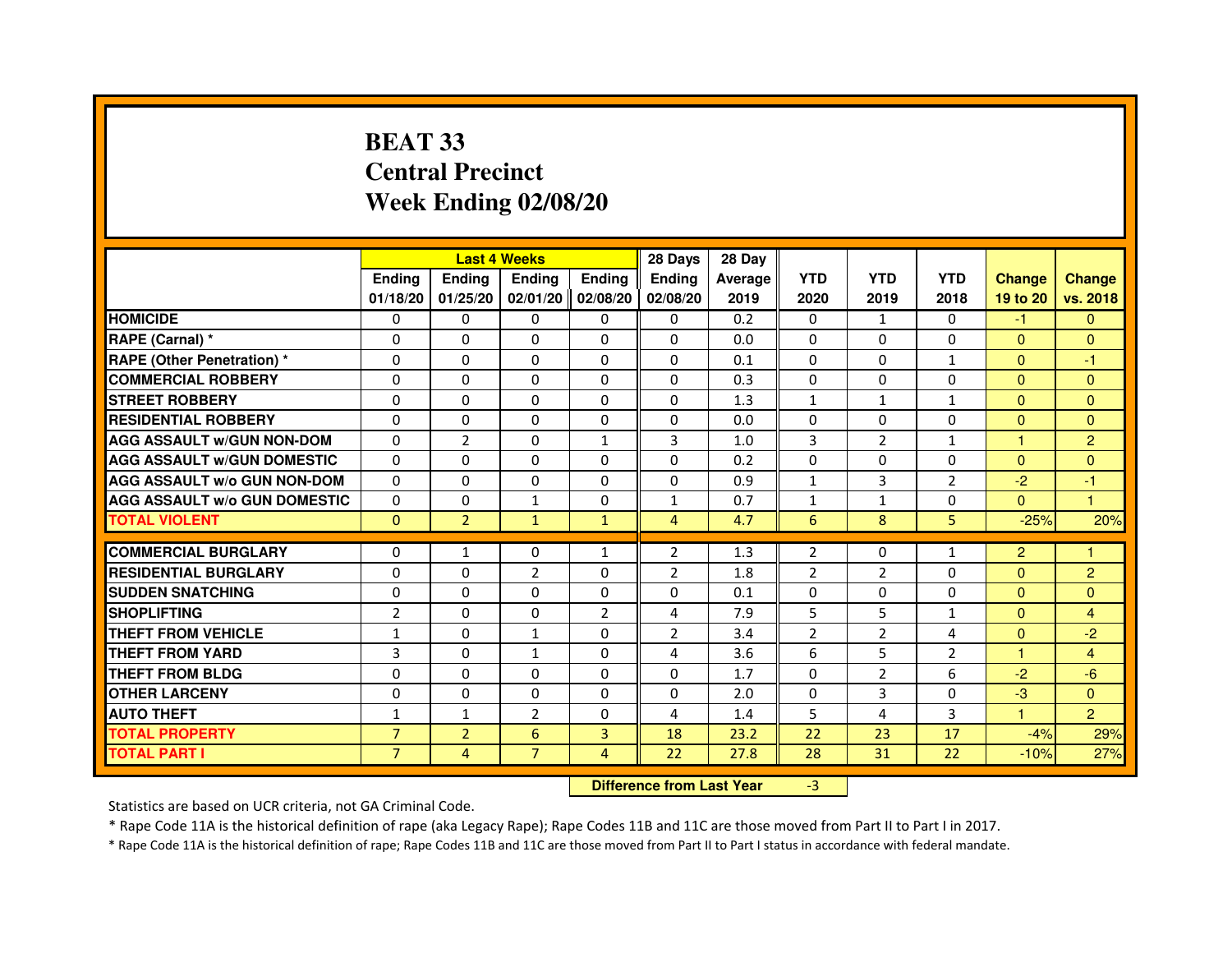# BEAT 33
# Central Precinct
# Week Ending 02/08/20

| | Last 4 Weeks | | | | 28 Days | 28 Day | | | | | |
|---|---|---|---|---|---|---|---|---|---|---|---|
| | Ending 01/18/20 | Ending 01/25/20 | Ending 02/01/20 | Ending 02/08/20 | Ending 02/08/20 | Average 2019 | YTD 2020 | YTD 2019 | YTD 2018 | Change 19 to 20 | Change vs. 2018 |
| HOMICIDE | 0 | 0 | 0 | 0 | 0 | 0.2 | 0 | 1 | 0 | -1 | 0 |
| RAPE (Carnal) * | 0 | 0 | 0 | 0 | 0 | 0.0 | 0 | 0 | 0 | 0 | 0 |
| RAPE (Other Penetration) * | 0 | 0 | 0 | 0 | 0 | 0.1 | 0 | 0 | 1 | 0 | -1 |
| COMMERCIAL ROBBERY | 0 | 0 | 0 | 0 | 0 | 0.3 | 0 | 0 | 0 | 0 | 0 |
| STREET ROBBERY | 0 | 0 | 0 | 0 | 0 | 1.3 | 1 | 1 | 1 | 0 | 0 |
| RESIDENTIAL ROBBERY | 0 | 0 | 0 | 0 | 0 | 0.0 | 0 | 0 | 0 | 0 | 0 |
| AGG ASSAULT w/GUN NON-DOM | 0 | 2 | 0 | 1 | 3 | 1.0 | 3 | 2 | 1 | 1 | 2 |
| AGG ASSAULT w/GUN DOMESTIC | 0 | 0 | 0 | 0 | 0 | 0.2 | 0 | 0 | 0 | 0 | 0 |
| AGG ASSAULT w/o GUN NON-DOM | 0 | 0 | 0 | 0 | 0 | 0.9 | 1 | 3 | 2 | -2 | -1 |
| AGG ASSAULT w/o GUN DOMESTIC | 0 | 0 | 1 | 0 | 1 | 0.7 | 1 | 1 | 0 | 0 | 1 |
| TOTAL VIOLENT | 0 | 2 | 1 | 1 | 4 | 4.7 | 6 | 8 | 5 | -25% | 20% |
| COMMERCIAL BURGLARY | 0 | 1 | 0 | 1 | 2 | 1.3 | 2 | 0 | 1 | 2 | 1 |
| RESIDENTIAL BURGLARY | 0 | 0 | 2 | 0 | 2 | 1.8 | 2 | 2 | 0 | 0 | 2 |
| SUDDEN SNATCHING | 0 | 0 | 0 | 0 | 0 | 0.1 | 0 | 0 | 0 | 0 | 0 |
| SHOPLIFTING | 2 | 0 | 0 | 2 | 4 | 7.9 | 5 | 5 | 1 | 0 | 4 |
| THEFT FROM VEHICLE | 1 | 0 | 1 | 0 | 2 | 3.4 | 2 | 2 | 4 | 0 | -2 |
| THEFT FROM YARD | 3 | 0 | 1 | 0 | 4 | 3.6 | 6 | 5 | 2 | 1 | 4 |
| THEFT FROM BLDG | 0 | 0 | 0 | 0 | 0 | 1.7 | 0 | 2 | 6 | -2 | -6 |
| OTHER LARCENY | 0 | 0 | 0 | 0 | 0 | 2.0 | 0 | 3 | 0 | -3 | 0 |
| AUTO THEFT | 1 | 1 | 2 | 0 | 4 | 1.4 | 5 | 4 | 3 | 1 | 2 |
| TOTAL PROPERTY | 7 | 2 | 6 | 3 | 18 | 23.2 | 22 | 23 | 17 | -4% | 29% |
| TOTAL PART I | 7 | 4 | 7 | 4 | 22 | 27.8 | 28 | 31 | 22 | -10% | 27% |

**Difference from Last Year** -3

Statistics are based on UCR criteria, not GA Criminal Code.

* Rape Code 11A is the historical definition of rape (aka Legacy Rape); Rape Codes 11B and 11C are those moved from Part II to Part I in 2017.

* Rape Code 11A is the historical definition of rape; Rape Codes 11B and 11C are those moved from Part II to Part I status in accordance with federal mandate.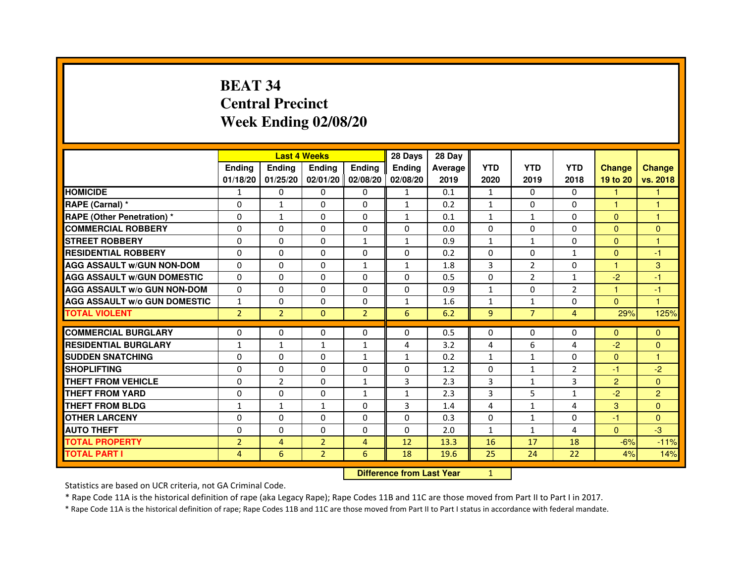# BEAT 34
# Central Precinct
# Week Ending 02/08/20

| | Last 4 Weeks | | | | 28 Days | 28 Day | | | | | |
|---|---|---|---|---|---|---|---|---|---|---|---|
| | Ending 01/18/20 | Ending 01/25/20 | Ending 02/01/20 | Ending 02/08/20 | Ending 02/08/20 | Average 2019 | YTD 2020 | YTD 2019 | YTD 2018 | Change 19 to 20 | Change vs. 2018 |
| **HOMICIDE** | 1 | 0 | 0 | 0 | 1 | 0.1 | 1 | 0 | 0 | 1 | 1 |
| **RAPE (Carnal) *** | 0 | 1 | 0 | 0 | 1 | 0.2 | 1 | 0 | 0 | 1 | 1 |
| **RAPE (Other Penetration) *** | 0 | 1 | 0 | 0 | 1 | 0.1 | 1 | 1 | 0 | 0 | 1 |
| **COMMERCIAL ROBBERY** | 0 | 0 | 0 | 0 | 0 | 0.0 | 0 | 0 | 0 | 0 | 0 |
| **STREET ROBBERY** | 0 | 0 | 0 | 1 | 1 | 0.9 | 1 | 1 | 0 | 0 | 1 |
| **RESIDENTIAL ROBBERY** | 0 | 0 | 0 | 0 | 0 | 0.2 | 0 | 0 | 1 | 0 | -1 |
| **AGG ASSAULT w/GUN NON-DOM** | 0 | 0 | 0 | 1 | 1 | 1.8 | 3 | 2 | 0 | 1 | 3 |
| **AGG ASSAULT w/GUN DOMESTIC** | 0 | 0 | 0 | 0 | 0 | 0.5 | 0 | 2 | 1 | -2 | -1 |
| **AGG ASSAULT w/o GUN NON-DOM** | 0 | 0 | 0 | 0 | 0 | 0.9 | 1 | 0 | 2 | 1 | -1 |
| **AGG ASSAULT w/o GUN DOMESTIC** | 1 | 0 | 0 | 0 | 1 | 1.6 | 1 | 1 | 0 | 0 | 1 |
| **TOTAL VIOLENT** | 2 | 2 | 0 | 2 | 6 | 6.2 | 9 | 7 | 4 | 29% | 125% |
| **COMMERCIAL BURGLARY** | 0 | 0 | 0 | 0 | 0 | 0.5 | 0 | 0 | 0 | 0 | 0 |
| **RESIDENTIAL BURGLARY** | 1 | 1 | 1 | 1 | 4 | 3.2 | 4 | 6 | 4 | -2 | 0 |
| **SUDDEN SNATCHING** | 0 | 0 | 0 | 1 | 1 | 0.2 | 1 | 1 | 0 | 0 | 1 |
| **SHOPLIFTING** | 0 | 0 | 0 | 0 | 0 | 1.2 | 0 | 1 | 2 | -1 | -2 |
| **THEFT FROM VEHICLE** | 0 | 2 | 0 | 1 | 3 | 2.3 | 3 | 1 | 3 | 2 | 0 |
| **THEFT FROM YARD** | 0 | 0 | 0 | 1 | 1 | 2.3 | 3 | 5 | 1 | -2 | 2 |
| **THEFT FROM BLDG** | 1 | 1 | 1 | 0 | 3 | 1.4 | 4 | 1 | 4 | 3 | 0 |
| **OTHER LARCENY** | 0 | 0 | 0 | 0 | 0 | 0.3 | 0 | 1 | 0 | -1 | 0 |
| **AUTO THEFT** | 0 | 0 | 0 | 0 | 0 | 2.0 | 1 | 1 | 4 | 0 | -3 |
| **TOTAL PROPERTY** | 2 | 4 | 2 | 4 | 12 | 13.3 | 16 | 17 | 18 | -6% | -11% |
| **TOTAL PART I** | 4 | 6 | 2 | 6 | 18 | 19.6 | 25 | 24 | 22 | 4% | 14% |

**Difference from Last Year** 1

Statistics are based on UCR criteria, not GA Criminal Code.

* Rape Code 11A is the historical definition of rape (aka Legacy Rape); Rape Codes 11B and 11C are those moved from Part II to Part I in 2017.

* Rape Code 11A is the historical definition of rape; Rape Codes 11B and 11C are those moved from Part II to Part I status in accordance with federal mandate.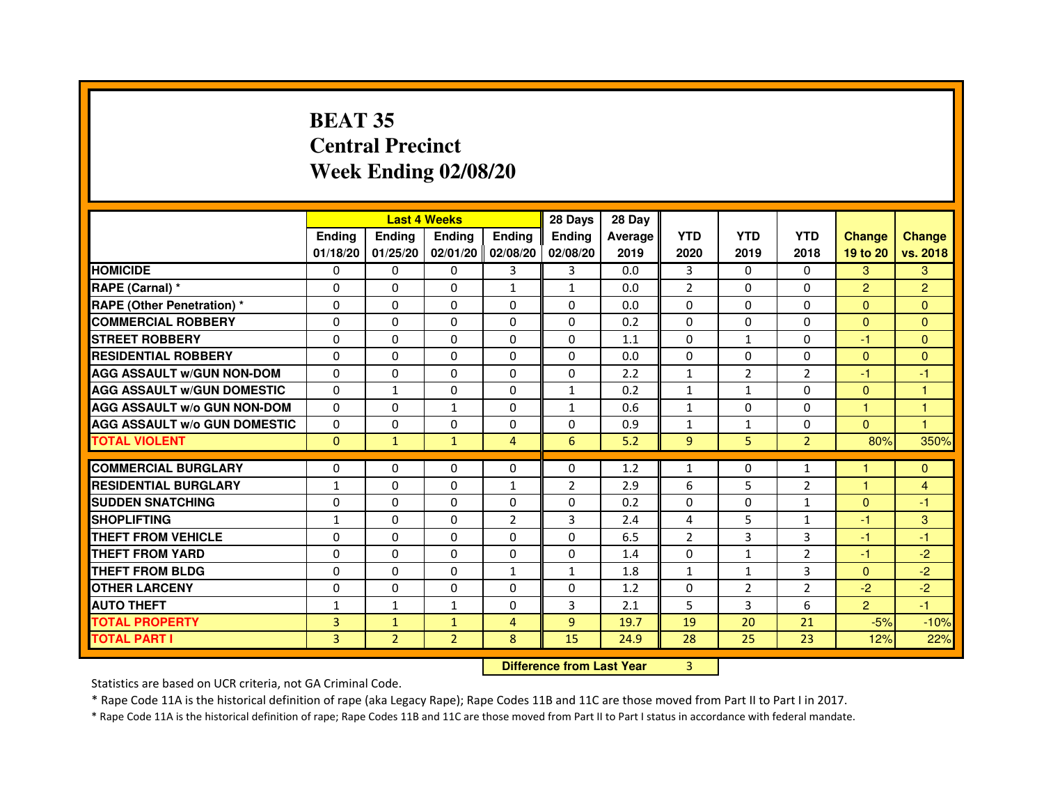# BEAT 35
# Central Precinct
# Week Ending 02/08/20

| | Last 4 Weeks | | | | 28 Days | 28 Day | | | | | |
|---|---|---|---|---|---|---|---|---|---|---|---|
| | Ending 01/18/20 | Ending 01/25/20 | Ending 02/01/20 | Ending 02/08/20 | Ending 02/08/20 | Average 2019 | YTD 2020 | YTD 2019 | YTD 2018 | Change 19 to 20 | Change vs. 2018 |
| HOMICIDE | 0 | 0 | 0 | 3 | 3 | 0.0 | 3 | 0 | 0 | 3 | 3 |
| RAPE (Carnal) * | 0 | 0 | 0 | 1 | 1 | 0.0 | 2 | 0 | 0 | 2 | 2 |
| RAPE (Other Penetration) * | 0 | 0 | 0 | 0 | 0 | 0.0 | 0 | 0 | 0 | 0 | 0 |
| COMMERCIAL ROBBERY | 0 | 0 | 0 | 0 | 0 | 0.2 | 0 | 0 | 0 | 0 | 0 |
| STREET ROBBERY | 0 | 0 | 0 | 0 | 0 | 1.1 | 0 | 1 | 0 | -1 | 0 |
| RESIDENTIAL ROBBERY | 0 | 0 | 0 | 0 | 0 | 0.0 | 0 | 0 | 0 | 0 | 0 |
| AGG ASSAULT w/GUN NON-DOM | 0 | 0 | 0 | 0 | 0 | 2.2 | 1 | 2 | 2 | -1 | -1 |
| AGG ASSAULT w/GUN DOMESTIC | 0 | 1 | 0 | 0 | 1 | 0.2 | 1 | 1 | 0 | 0 | 1 |
| AGG ASSAULT w/o GUN NON-DOM | 0 | 0 | 1 | 0 | 1 | 0.6 | 1 | 0 | 0 | 1 | 1 |
| AGG ASSAULT w/o GUN DOMESTIC | 0 | 0 | 0 | 0 | 0 | 0.9 | 1 | 1 | 0 | 0 | 1 |
| TOTAL VIOLENT | 0 | 1 | 1 | 4 | 6 | 5.2 | 9 | 5 | 2 | 80% | 350% |
| COMMERCIAL BURGLARY | 0 | 0 | 0 | 0 | 0 | 1.2 | 1 | 0 | 1 | 1 | 0 |
| RESIDENTIAL BURGLARY | 1 | 0 | 0 | 1 | 2 | 2.9 | 6 | 5 | 2 | 1 | 4 |
| SUDDEN SNATCHING | 0 | 0 | 0 | 0 | 0 | 0.2 | 0 | 0 | 1 | 0 | -1 |
| SHOPLIFTING | 1 | 0 | 0 | 2 | 3 | 2.4 | 4 | 5 | 1 | -1 | 3 |
| THEFT FROM VEHICLE | 0 | 0 | 0 | 0 | 0 | 6.5 | 2 | 3 | 3 | -1 | -1 |
| THEFT FROM YARD | 0 | 0 | 0 | 0 | 0 | 1.4 | 0 | 1 | 2 | -1 | -2 |
| THEFT FROM BLDG | 0 | 0 | 0 | 1 | 1 | 1.8 | 1 | 1 | 3 | 0 | -2 |
| OTHER LARCENY | 0 | 0 | 0 | 0 | 0 | 1.2 | 0 | 2 | 2 | -2 | -2 |
| AUTO THEFT | 1 | 1 | 1 | 0 | 3 | 2.1 | 5 | 3 | 6 | 2 | -1 |
| TOTAL PROPERTY | 3 | 1 | 1 | 4 | 9 | 19.7 | 19 | 20 | 21 | -5% | -10% |
| TOTAL PART I | 3 | 2 | 2 | 8 | 15 | 24.9 | 28 | 25 | 23 | 12% | 22% |

**Difference from Last Year** 3

Statistics are based on UCR criteria, not GA Criminal Code.

* Rape Code 11A is the historical definition of rape (aka Legacy Rape); Rape Codes 11B and 11C are those moved from Part II to Part I in 2017.

* Rape Code 11A is the historical definition of rape; Rape Codes 11B and 11C are those moved from Part II to Part I status in accordance with federal mandate.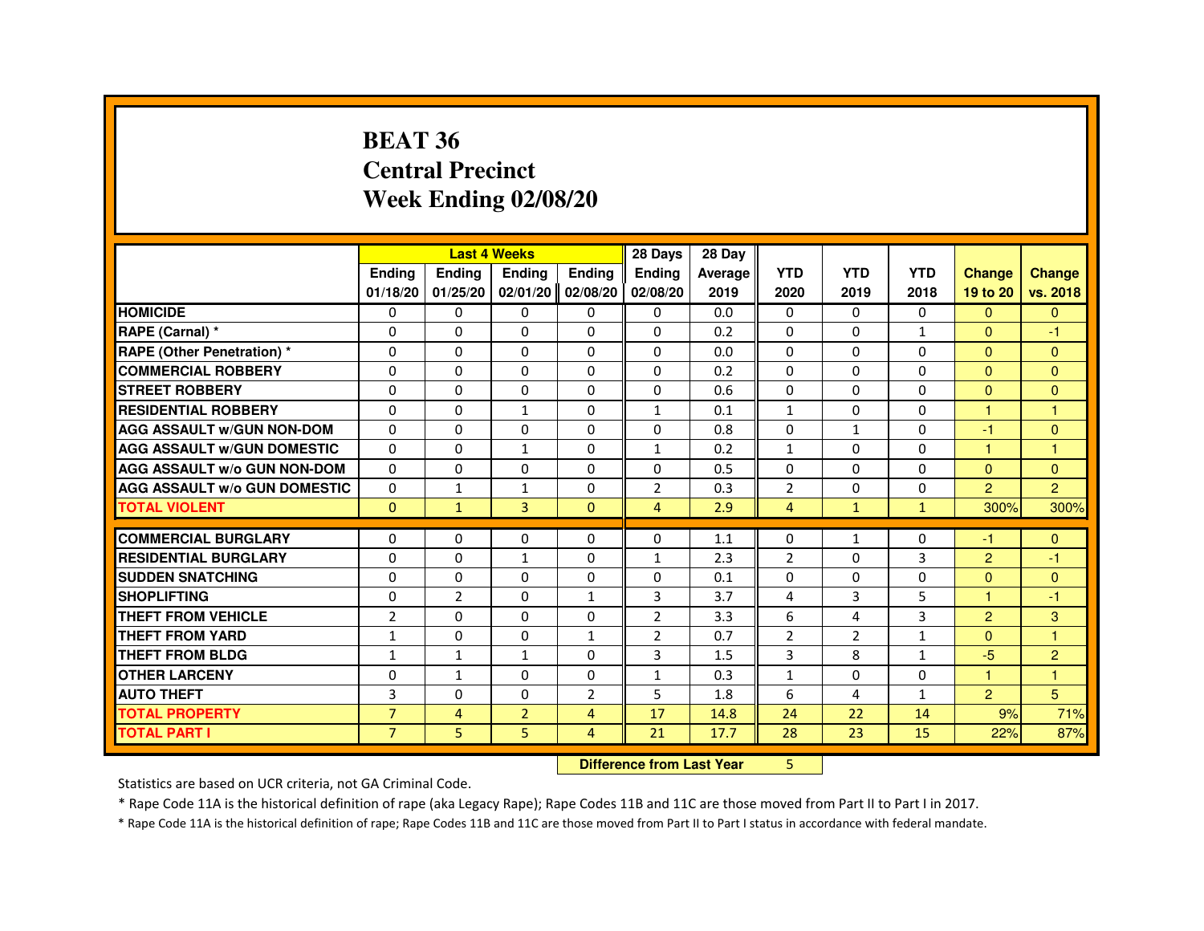# BEAT 36
# Central Precinct
# Week Ending 02/08/20

| | Last 4 Weeks | | | | 28 Days | 28 Day | | | | | |
|---|---|---|---|---|---|---|---|---|---|---|---|
| | Ending 01/18/20 | Ending 01/25/20 | Ending 02/01/20 | Ending 02/08/20 | Ending 02/08/20 | Average 2019 | YTD 2020 | YTD 2019 | YTD 2018 | Change 19 to 20 | Change vs. 2018 |
| **HOMICIDE** | 0 | 0 | 0 | 0 | 0 | 0.0 | 0 | 0 | 0 | 0 | 0 |
| **RAPE (Carnal) *** | 0 | 0 | 0 | 0 | 0 | 0.2 | 0 | 0 | 1 | 0 | -1 |
| **RAPE (Other Penetration) *** | 0 | 0 | 0 | 0 | 0 | 0.0 | 0 | 0 | 0 | 0 | 0 |
| **COMMERCIAL ROBBERY** | 0 | 0 | 0 | 0 | 0 | 0.2 | 0 | 0 | 0 | 0 | 0 |
| **STREET ROBBERY** | 0 | 0 | 0 | 0 | 0 | 0.6 | 0 | 0 | 0 | 0 | 0 |
| **RESIDENTIAL ROBBERY** | 0 | 0 | 1 | 0 | 1 | 0.1 | 1 | 0 | 0 | 1 | 1 |
| **AGG ASSAULT w/GUN NON-DOM** | 0 | 0 | 0 | 0 | 0 | 0.8 | 0 | 1 | 0 | -1 | 0 |
| **AGG ASSAULT w/GUN DOMESTIC** | 0 | 0 | 1 | 0 | 1 | 0.2 | 1 | 0 | 0 | 1 | 1 |
| **AGG ASSAULT w/o GUN NON-DOM** | 0 | 0 | 0 | 0 | 0 | 0.5 | 0 | 0 | 0 | 0 | 0 |
| **AGG ASSAULT w/o GUN DOMESTIC** | 0 | 1 | 1 | 0 | 2 | 0.3 | 2 | 0 | 0 | 2 | 2 |
| **TOTAL VIOLENT** | 0 | 1 | 3 | 0 | 4 | 2.9 | 4 | 1 | 1 | 300% | 300% |
| **COMMERCIAL BURGLARY** | 0 | 0 | 0 | 0 | 0 | 1.1 | 0 | 1 | 0 | -1 | 0 |
| **RESIDENTIAL BURGLARY** | 0 | 0 | 1 | 0 | 1 | 2.3 | 2 | 0 | 3 | 2 | -1 |
| **SUDDEN SNATCHING** | 0 | 0 | 0 | 0 | 0 | 0.1 | 0 | 0 | 0 | 0 | 0 |
| **SHOPLIFTING** | 0 | 2 | 0 | 1 | 3 | 3.7 | 4 | 3 | 5 | 1 | -1 |
| **THEFT FROM VEHICLE** | 2 | 0 | 0 | 0 | 2 | 3.3 | 6 | 4 | 3 | 2 | 3 |
| **THEFT FROM YARD** | 1 | 0 | 0 | 1 | 2 | 0.7 | 2 | 2 | 1 | 0 | 1 |
| **THEFT FROM BLDG** | 1 | 1 | 1 | 0 | 3 | 1.5 | 3 | 8 | 1 | -5 | 2 |
| **OTHER LARCENY** | 0 | 1 | 0 | 0 | 1 | 0.3 | 1 | 0 | 0 | 1 | 1 |
| **AUTO THEFT** | 3 | 0 | 0 | 2 | 5 | 1.8 | 6 | 4 | 1 | 2 | 5 |
| **TOTAL PROPERTY** | 7 | 4 | 2 | 4 | 17 | 14.8 | 24 | 22 | 14 | 9% | 71% |
| **TOTAL PART I** | 7 | 5 | 5 | 4 | 21 | 17.7 | 28 | 23 | 15 | 22% | 87% |

**Difference from Last Year** 5

Statistics are based on UCR criteria, not GA Criminal Code.

* Rape Code 11A is the historical definition of rape (aka Legacy Rape); Rape Codes 11B and 11C are those moved from Part II to Part I in 2017.

* Rape Code 11A is the historical definition of rape; Rape Codes 11B and 11C are those moved from Part II to Part I status in accordance with federal mandate.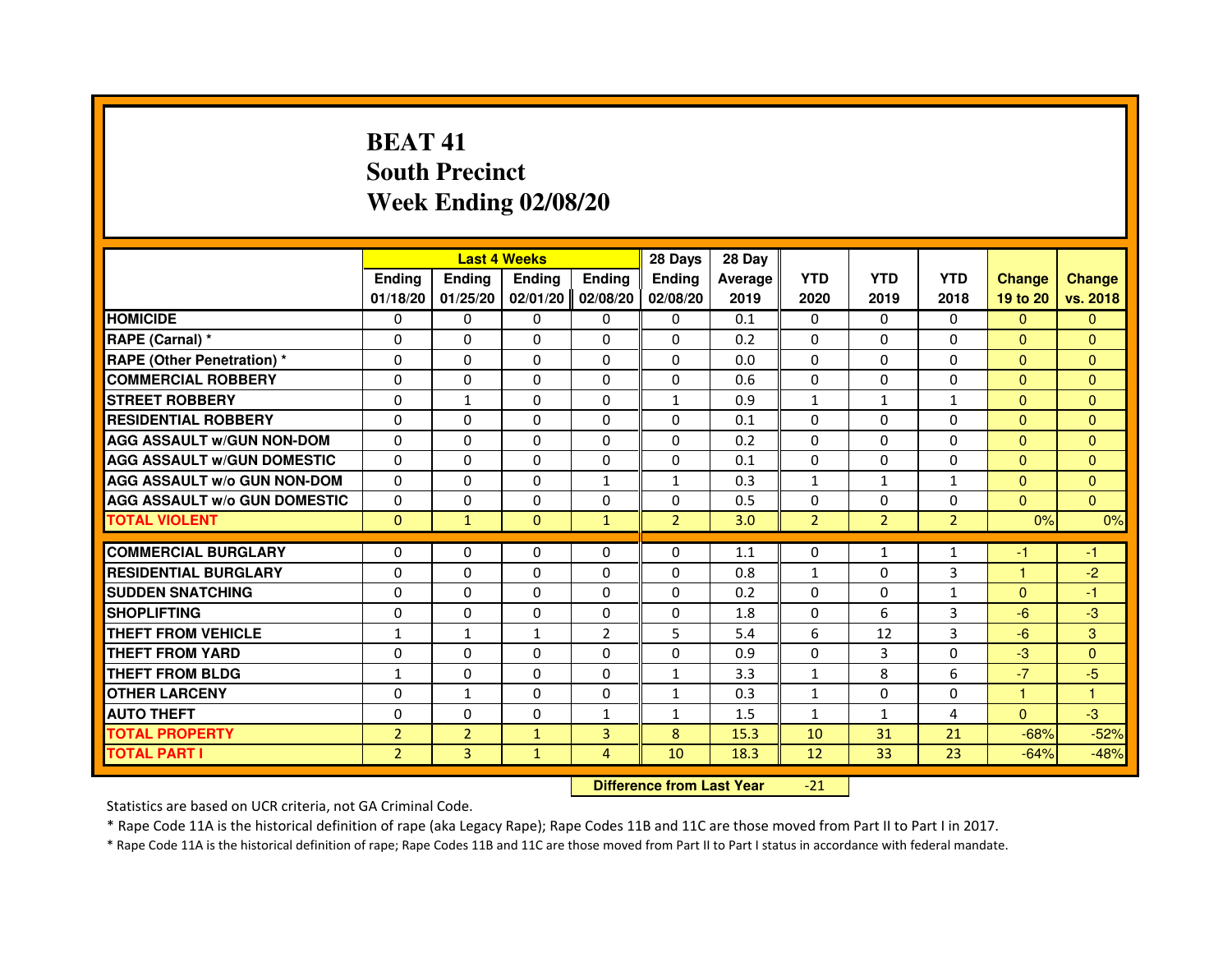# BEAT 41
## South Precinct
## Week Ending 02/08/20

| | Last 4 Weeks | | | | 28 Days | 28 Day | | | | | |
|---|---|---|---|---|---|---|---|---|---|---|---|
| | Ending 01/18/20 | Ending 01/25/20 | Ending 02/01/20 | Ending 02/08/20 | Ending 02/08/20 | Average 2019 | YTD 2020 | YTD 2019 | YTD 2018 | Change 19 to 20 | Change vs. 2018 |
| HOMICIDE | 0 | 0 | 0 | 0 | 0 | 0.1 | 0 | 0 | 0 | 0 | 0 |
| RAPE (Carnal) * | 0 | 0 | 0 | 0 | 0 | 0.2 | 0 | 0 | 0 | 0 | 0 |
| RAPE (Other Penetration) * | 0 | 0 | 0 | 0 | 0 | 0.0 | 0 | 0 | 0 | 0 | 0 |
| COMMERCIAL ROBBERY | 0 | 0 | 0 | 0 | 0 | 0.6 | 0 | 0 | 0 | 0 | 0 |
| STREET ROBBERY | 0 | 1 | 0 | 0 | 1 | 0.9 | 1 | 1 | 1 | 0 | 0 |
| RESIDENTIAL ROBBERY | 0 | 0 | 0 | 0 | 0 | 0.1 | 0 | 0 | 0 | 0 | 0 |
| AGG ASSAULT w/GUN NON-DOM | 0 | 0 | 0 | 0 | 0 | 0.2 | 0 | 0 | 0 | 0 | 0 |
| AGG ASSAULT w/GUN DOMESTIC | 0 | 0 | 0 | 0 | 0 | 0.1 | 0 | 0 | 0 | 0 | 0 |
| AGG ASSAULT w/o GUN NON-DOM | 0 | 0 | 0 | 1 | 1 | 0.3 | 1 | 1 | 1 | 0 | 0 |
| AGG ASSAULT w/o GUN DOMESTIC | 0 | 0 | 0 | 0 | 0 | 0.5 | 0 | 0 | 0 | 0 | 0 |
| TOTAL VIOLENT | 0 | 1 | 0 | 1 | 2 | 3.0 | 2 | 2 | 2 | 0% | 0% |
| COMMERCIAL BURGLARY | 0 | 0 | 0 | 0 | 0 | 1.1 | 0 | 1 | 1 | -1 | -1 |
| RESIDENTIAL BURGLARY | 0 | 0 | 0 | 0 | 0 | 0.8 | 1 | 0 | 3 | 1 | -2 |
| SUDDEN SNATCHING | 0 | 0 | 0 | 0 | 0 | 0.2 | 0 | 0 | 1 | 0 | -1 |
| SHOPLIFTING | 0 | 0 | 0 | 0 | 0 | 1.8 | 0 | 6 | 3 | -6 | -3 |
| THEFT FROM VEHICLE | 1 | 1 | 1 | 2 | 5 | 5.4 | 6 | 12 | 3 | -6 | 3 |
| THEFT FROM YARD | 0 | 0 | 0 | 0 | 0 | 0.9 | 0 | 3 | 0 | -3 | 0 |
| THEFT FROM BLDG | 1 | 0 | 0 | 0 | 1 | 3.3 | 1 | 8 | 6 | -7 | -5 |
| OTHER LARCENY | 0 | 1 | 0 | 0 | 1 | 0.3 | 1 | 0 | 0 | 1 | 1 |
| AUTO THEFT | 0 | 0 | 0 | 1 | 1 | 1.5 | 1 | 1 | 4 | 0 | -3 |
| TOTAL PROPERTY | 2 | 2 | 1 | 3 | 8 | 15.3 | 10 | 31 | 21 | -68% | -52% |
| TOTAL PART I | 2 | 3 | 1 | 4 | 10 | 18.3 | 12 | 33 | 23 | -64% | -48% |

**Difference from Last Year** -21

Statistics are based on UCR criteria, not GA Criminal Code.

* Rape Code 11A is the historical definition of rape (aka Legacy Rape); Rape Codes 11B and 11C are those moved from Part II to Part I in 2017.

* Rape Code 11A is the historical definition of rape; Rape Codes 11B and 11C are those moved from Part II to Part I status in accordance with federal mandate.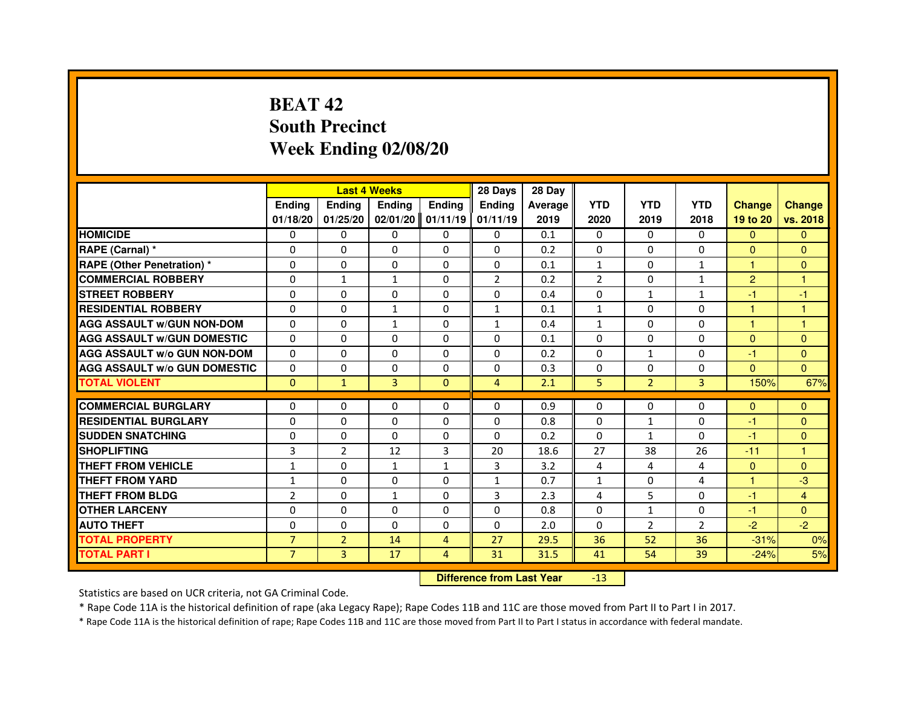# BEAT 42
## South Precinct
## Week Ending 02/08/20

| | Last 4 Weeks | | | | 28 Days | 28 Day | | | | | |
|---|---|---|---|---|---|---|---|---|---|---|---|
| | Ending 01/18/20 | Ending 01/25/20 | Ending 02/01/20 | Ending 01/11/19 | Ending 01/11/19 | Average 2019 | YTD 2020 | YTD 2019 | YTD 2018 | Change 19 to 20 | Change vs. 2018 |
| HOMICIDE | 0 | 0 | 0 | 0 | 0 | 0.1 | 0 | 0 | 0 | 0 | 0 |
| RAPE (Carnal) * | 0 | 0 | 0 | 0 | 0 | 0.2 | 0 | 0 | 0 | 0 | 0 |
| RAPE (Other Penetration) * | 0 | 0 | 0 | 0 | 0 | 0.1 | 1 | 0 | 1 | 1 | 0 |
| COMMERCIAL ROBBERY | 0 | 1 | 1 | 0 | 2 | 0.2 | 2 | 0 | 1 | 2 | 1 |
| STREET ROBBERY | 0 | 0 | 0 | 0 | 0 | 0.4 | 0 | 1 | 1 | -1 | -1 |
| RESIDENTIAL ROBBERY | 0 | 0 | 1 | 0 | 1 | 0.1 | 1 | 0 | 0 | 1 | 1 |
| AGG ASSAULT w/GUN NON-DOM | 0 | 0 | 1 | 0 | 1 | 0.4 | 1 | 0 | 0 | 1 | 1 |
| AGG ASSAULT w/GUN DOMESTIC | 0 | 0 | 0 | 0 | 0 | 0.1 | 0 | 0 | 0 | 0 | 0 |
| AGG ASSAULT w/o GUN NON-DOM | 0 | 0 | 0 | 0 | 0 | 0.2 | 0 | 1 | 0 | -1 | 0 |
| AGG ASSAULT w/o GUN DOMESTIC | 0 | 0 | 0 | 0 | 0 | 0.3 | 0 | 0 | 0 | 0 | 0 |
| TOTAL VIOLENT | 0 | 1 | 3 | 0 | 4 | 2.1 | 5 | 2 | 3 | 150% | 67% |
| COMMERCIAL BURGLARY | 0 | 0 | 0 | 0 | 0 | 0.9 | 0 | 0 | 0 | 0 | 0 |
| RESIDENTIAL BURGLARY | 0 | 0 | 0 | 0 | 0 | 0.8 | 0 | 1 | 0 | -1 | 0 |
| SUDDEN SNATCHING | 0 | 0 | 0 | 0 | 0 | 0.2 | 0 | 1 | 0 | -1 | 0 |
| SHOPLIFTING | 3 | 2 | 12 | 3 | 20 | 18.6 | 27 | 38 | 26 | -11 | 1 |
| THEFT FROM VEHICLE | 1 | 0 | 1 | 1 | 3 | 3.2 | 4 | 4 | 4 | 0 | 0 |
| THEFT FROM YARD | 1 | 0 | 0 | 0 | 1 | 0.7 | 1 | 0 | 4 | 1 | -3 |
| THEFT FROM BLDG | 2 | 0 | 1 | 0 | 3 | 2.3 | 4 | 5 | 0 | -1 | 4 |
| OTHER LARCENY | 0 | 0 | 0 | 0 | 0 | 0.8 | 0 | 1 | 0 | -1 | 0 |
| AUTO THEFT | 0 | 0 | 0 | 0 | 0 | 2.0 | 0 | 2 | 2 | -2 | -2 |
| TOTAL PROPERTY | 7 | 2 | 14 | 4 | 27 | 29.5 | 36 | 52 | 36 | -31% | 0% |
| TOTAL PART I | 7 | 3 | 17 | 4 | 31 | 31.5 | 41 | 54 | 39 | -24% | 5% |

**Difference from Last Year** -13

Statistics are based on UCR criteria, not GA Criminal Code.

* Rape Code 11A is the historical definition of rape (aka Legacy Rape); Rape Codes 11B and 11C are those moved from Part II to Part I in 2017.

* Rape Code 11A is the historical definition of rape; Rape Codes 11B and 11C are those moved from Part II to Part I status in accordance with federal mandate.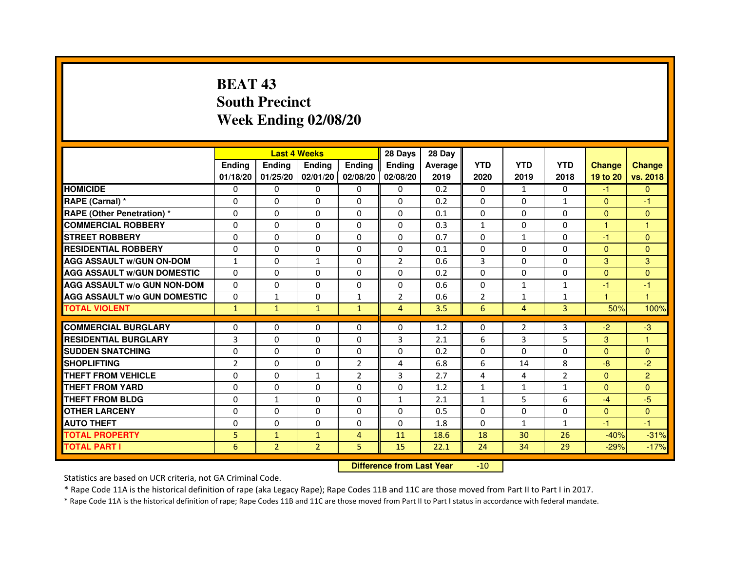# BEAT 43
## South Precinct
## Week Ending 02/08/20

| | Last 4 Weeks | | | | 28 Days | 28 Day | | | | | |
|---|---|---|---|---|---|---|---|---|---|---|---|
| | Ending 01/18/20 | Ending 01/25/20 | Ending 02/01/20 | Ending 02/08/20 | Ending 02/08/20 | Average 2019 | YTD 2020 | YTD 2019 | YTD 2018 | Change 19 to 20 | Change vs. 2018 |
| HOMICIDE | 0 | 0 | 0 | 0 | 0 | 0.2 | 0 | 1 | 0 | -1 | 0 |
| RAPE (Carnal) * | 0 | 0 | 0 | 0 | 0 | 0.2 | 0 | 0 | 1 | 0 | -1 |
| RAPE (Other Penetration) * | 0 | 0 | 0 | 0 | 0 | 0.1 | 0 | 0 | 0 | 0 | 0 |
| COMMERCIAL ROBBERY | 0 | 0 | 0 | 0 | 0 | 0.3 | 1 | 0 | 0 | 1 | 1 |
| STREET ROBBERY | 0 | 0 | 0 | 0 | 0 | 0.7 | 0 | 1 | 0 | -1 | 0 |
| RESIDENTIAL ROBBERY | 0 | 0 | 0 | 0 | 0 | 0.1 | 0 | 0 | 0 | 0 | 0 |
| AGG ASSAULT w/GUN ON-DOM | 1 | 0 | 1 | 0 | 2 | 0.6 | 3 | 0 | 0 | 3 | 3 |
| AGG ASSAULT w/GUN DOMESTIC | 0 | 0 | 0 | 0 | 0 | 0.2 | 0 | 0 | 0 | 0 | 0 |
| AGG ASSAULT w/o GUN NON-DOM | 0 | 0 | 0 | 0 | 0 | 0.6 | 0 | 1 | 1 | -1 | -1 |
| AGG ASSAULT w/o GUN DOMESTIC | 0 | 1 | 0 | 1 | 2 | 0.6 | 2 | 1 | 1 | 1 | 1 |
| TOTAL VIOLENT | 1 | 1 | 1 | 1 | 4 | 3.5 | 6 | 4 | 3 | 50% | 100% |
| COMMERCIAL BURGLARY | 0 | 0 | 0 | 0 | 0 | 1.2 | 0 | 2 | 3 | -2 | -3 |
| RESIDENTIAL BURGLARY | 3 | 0 | 0 | 0 | 3 | 2.1 | 6 | 3 | 5 | 3 | 1 |
| SUDDEN SNATCHING | 0 | 0 | 0 | 0 | 0 | 0.2 | 0 | 0 | 0 | 0 | 0 |
| SHOPLIFTING | 2 | 0 | 0 | 2 | 4 | 6.8 | 6 | 14 | 8 | -8 | -2 |
| THEFT FROM VEHICLE | 0 | 0 | 1 | 2 | 3 | 2.7 | 4 | 4 | 2 | 0 | 2 |
| THEFT FROM YARD | 0 | 0 | 0 | 0 | 0 | 1.2 | 1 | 1 | 1 | 0 | 0 |
| THEFT FROM BLDG | 0 | 1 | 0 | 0 | 1 | 2.1 | 1 | 5 | 6 | -4 | -5 |
| OTHER LARCENY | 0 | 0 | 0 | 0 | 0 | 0.5 | 0 | 0 | 0 | 0 | 0 |
| AUTO THEFT | 0 | 0 | 0 | 0 | 0 | 1.8 | 0 | 1 | 1 | -1 | -1 |
| TOTAL PROPERTY | 5 | 1 | 1 | 4 | 11 | 18.6 | 18 | 30 | 26 | -40% | -31% |
| TOTAL PART I | 6 | 2 | 2 | 5 | 15 | 22.1 | 24 | 34 | 29 | -29% | -17% |

**Difference from Last Year** -10

Statistics are based on UCR criteria, not GA Criminal Code.

* Rape Code 11A is the historical definition of rape (aka Legacy Rape); Rape Codes 11B and 11C are those moved from Part II to Part I in 2017.

* Rape Code 11A is the historical definition of rape; Rape Codes 11B and 11C are those moved from Part II to Part I status in accordance with federal mandate.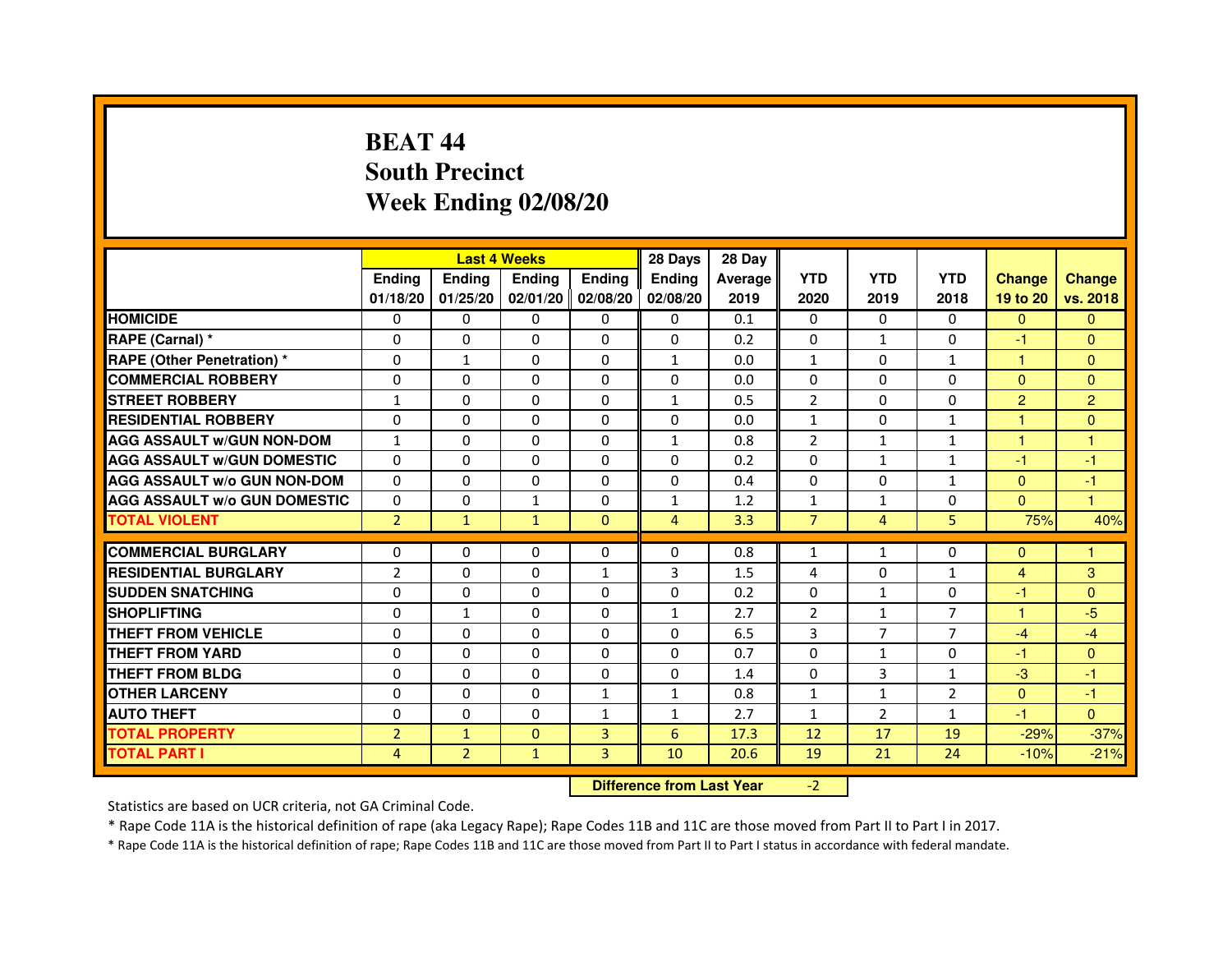# BEAT 44
# South Precinct
# Week Ending 02/08/20

| | Last 4 Weeks | | | | 28 Days | 28 Day | | | | | |
|---|---|---|---|---|---|---|---|---|---|---|---|
| | Ending 01/18/20 | Ending 01/25/20 | Ending 02/01/20 | Ending 02/08/20 | Ending 02/08/20 | Average 2019 | YTD 2020 | YTD 2019 | YTD 2018 | Change 19 to 20 | Change vs. 2018 |
| HOMICIDE | 0 | 0 | 0 | 0 | 0 | 0.1 | 0 | 0 | 0 | 0 | 0 |
| RAPE (Carnal) * | 0 | 0 | 0 | 0 | 0 | 0.2 | 0 | 1 | 0 | -1 | 0 |
| RAPE (Other Penetration) * | 0 | 1 | 0 | 0 | 1 | 0.0 | 1 | 0 | 1 | 1 | 0 |
| COMMERCIAL ROBBERY | 0 | 0 | 0 | 0 | 0 | 0.0 | 0 | 0 | 0 | 0 | 0 |
| STREET ROBBERY | 1 | 0 | 0 | 0 | 1 | 0.5 | 2 | 0 | 0 | 2 | 2 |
| RESIDENTIAL ROBBERY | 0 | 0 | 0 | 0 | 0 | 0.0 | 1 | 0 | 1 | 1 | 0 |
| AGG ASSAULT w/GUN NON-DOM | 1 | 0 | 0 | 0 | 1 | 0.8 | 2 | 1 | 1 | 1 | 1 |
| AGG ASSAULT w/GUN DOMESTIC | 0 | 0 | 0 | 0 | 0 | 0.2 | 0 | 1 | 1 | -1 | -1 |
| AGG ASSAULT w/o GUN NON-DOM | 0 | 0 | 0 | 0 | 0 | 0.4 | 0 | 0 | 1 | 0 | -1 |
| AGG ASSAULT w/o GUN DOMESTIC | 0 | 0 | 1 | 0 | 1 | 1.2 | 1 | 1 | 0 | 0 | 1 |
| TOTAL VIOLENT | 2 | 1 | 1 | 0 | 4 | 3.3 | 7 | 4 | 5 | 75% | 40% |
| COMMERCIAL BURGLARY | 0 | 0 | 0 | 0 | 0 | 0.8 | 1 | 1 | 0 | 0 | 1 |
| RESIDENTIAL BURGLARY | 2 | 0 | 0 | 1 | 3 | 1.5 | 4 | 0 | 1 | 4 | 3 |
| SUDDEN SNATCHING | 0 | 0 | 0 | 0 | 0 | 0.2 | 0 | 1 | 0 | -1 | 0 |
| SHOPLIFTING | 0 | 1 | 0 | 0 | 1 | 2.7 | 2 | 1 | 7 | 1 | -5 |
| THEFT FROM VEHICLE | 0 | 0 | 0 | 0 | 0 | 6.5 | 3 | 7 | 7 | -4 | -4 |
| THEFT FROM YARD | 0 | 0 | 0 | 0 | 0 | 0.7 | 0 | 1 | 0 | -1 | 0 |
| THEFT FROM BLDG | 0 | 0 | 0 | 0 | 0 | 1.4 | 0 | 3 | 1 | -3 | -1 |
| OTHER LARCENY | 0 | 0 | 0 | 1 | 1 | 0.8 | 1 | 1 | 2 | 0 | -1 |
| AUTO THEFT | 0 | 0 | 0 | 1 | 1 | 2.7 | 1 | 2 | 1 | -1 | 0 |
| TOTAL PROPERTY | 2 | 1 | 0 | 3 | 6 | 17.3 | 12 | 17 | 19 | -29% | -37% |
| TOTAL PART I | 4 | 2 | 1 | 3 | 10 | 20.6 | 19 | 21 | 24 | -10% | -21% |

**Difference from Last Year** -2

Statistics are based on UCR criteria, not GA Criminal Code.

* Rape Code 11A is the historical definition of rape (aka Legacy Rape); Rape Codes 11B and 11C are those moved from Part II to Part I in 2017.

* Rape Code 11A is the historical definition of rape; Rape Codes 11B and 11C are those moved from Part II to Part I status in accordance with federal mandate.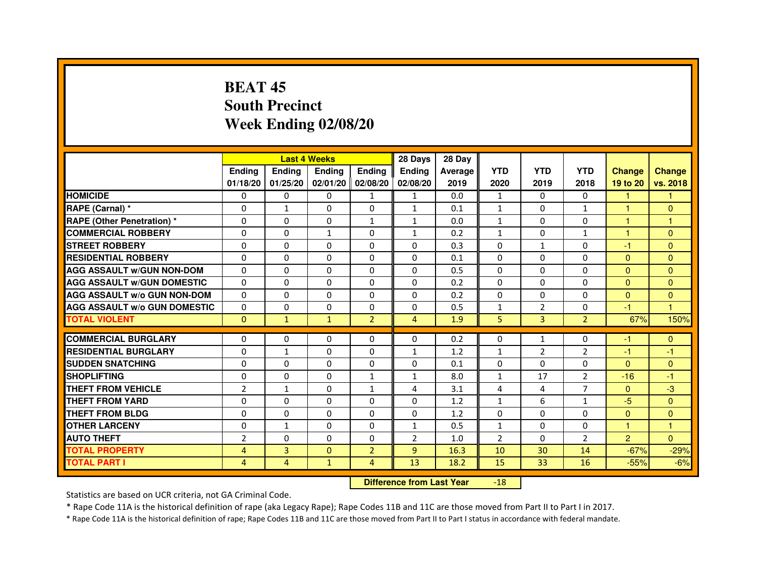# BEAT 45
## South Precinct
## Week Ending 02/08/20

| | Last 4 Weeks | | | | 28 Days | 28 Day | | | | | |
|---|---|---|---|---|---|---|---|---|---|---|---|
| | Ending 01/18/20 | Ending 01/25/20 | Ending 02/01/20 | Ending 02/08/20 | Ending 02/08/20 | Average 2019 | YTD 2020 | YTD 2019 | YTD 2018 | Change 19 to 20 | Change vs. 2018 |
| HOMICIDE | 0 | 0 | 0 | 1 | 1 | 0.0 | 1 | 0 | 0 | 1 | 1 |
| RAPE (Carnal) * | 0 | 1 | 0 | 0 | 1 | 0.1 | 1 | 0 | 1 | 1 | 0 |
| RAPE (Other Penetration) * | 0 | 0 | 0 | 1 | 1 | 0.0 | 1 | 0 | 0 | 1 | 1 |
| COMMERCIAL ROBBERY | 0 | 0 | 1 | 0 | 1 | 0.2 | 1 | 0 | 1 | 1 | 0 |
| STREET ROBBERY | 0 | 0 | 0 | 0 | 0 | 0.3 | 0 | 1 | 0 | -1 | 0 |
| RESIDENTIAL ROBBERY | 0 | 0 | 0 | 0 | 0 | 0.1 | 0 | 0 | 0 | 0 | 0 |
| AGG ASSAULT w/GUN NON-DOM | 0 | 0 | 0 | 0 | 0 | 0.5 | 0 | 0 | 0 | 0 | 0 |
| AGG ASSAULT w/GUN DOMESTIC | 0 | 0 | 0 | 0 | 0 | 0.2 | 0 | 0 | 0 | 0 | 0 |
| AGG ASSAULT w/o GUN NON-DOM | 0 | 0 | 0 | 0 | 0 | 0.2 | 0 | 0 | 0 | 0 | 0 |
| AGG ASSAULT w/o GUN DOMESTIC | 0 | 0 | 0 | 0 | 0 | 0.5 | 1 | 2 | 0 | -1 | 1 |
| TOTAL VIOLENT | 0 | 1 | 1 | 2 | 4 | 1.9 | 5 | 3 | 2 | 67% | 150% |
| COMMERCIAL BURGLARY | 0 | 0 | 0 | 0 | 0 | 0.2 | 0 | 1 | 0 | -1 | 0 |
| RESIDENTIAL BURGLARY | 0 | 1 | 0 | 0 | 1 | 1.2 | 1 | 2 | 2 | -1 | -1 |
| SUDDEN SNATCHING | 0 | 0 | 0 | 0 | 0 | 0.1 | 0 | 0 | 0 | 0 | 0 |
| SHOPLIFTING | 0 | 0 | 0 | 1 | 1 | 8.0 | 1 | 17 | 2 | -16 | -1 |
| THEFT FROM VEHICLE | 2 | 1 | 0 | 1 | 4 | 3.1 | 4 | 4 | 7 | 0 | -3 |
| THEFT FROM YARD | 0 | 0 | 0 | 0 | 0 | 1.2 | 1 | 6 | 1 | -5 | 0 |
| THEFT FROM BLDG | 0 | 0 | 0 | 0 | 0 | 1.2 | 0 | 0 | 0 | 0 | 0 |
| OTHER LARCENY | 0 | 1 | 0 | 0 | 1 | 0.5 | 1 | 0 | 0 | 1 | 1 |
| AUTO THEFT | 2 | 0 | 0 | 0 | 2 | 1.0 | 2 | 0 | 2 | 2 | 0 |
| TOTAL PROPERTY | 4 | 3 | 0 | 2 | 9 | 16.3 | 10 | 30 | 14 | -67% | -29% |
| TOTAL PART I | 4 | 4 | 1 | 4 | 13 | 18.2 | 15 | 33 | 16 | -55% | -6% |

**Difference from Last Year** -18

Statistics are based on UCR criteria, not GA Criminal Code.

* Rape Code 11A is the historical definition of rape (aka Legacy Rape); Rape Codes 11B and 11C are those moved from Part II to Part I in 2017.

* Rape Code 11A is the historical definition of rape; Rape Codes 11B and 11C are those moved from Part II to Part I status in accordance with federal mandate.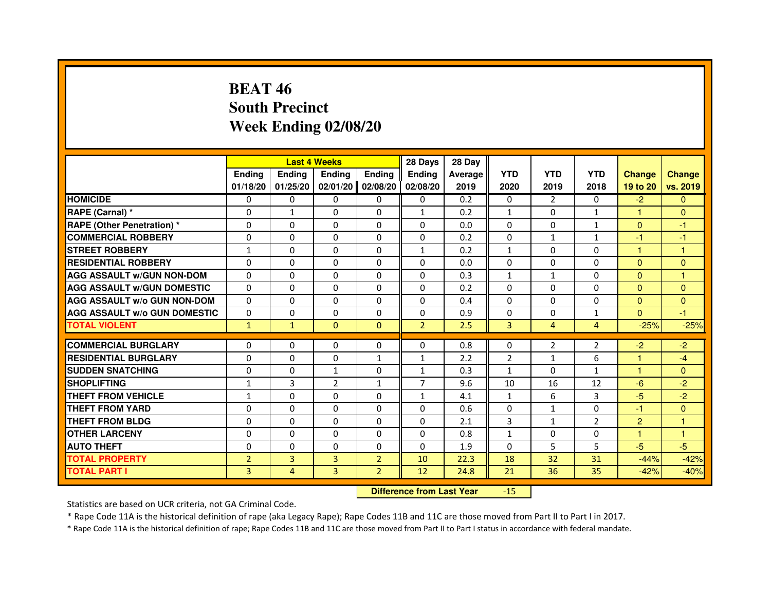# BEAT 46
## South Precinct
## Week Ending 02/08/20

| | Last 4 Weeks | | | | 28 Days | 28 Day | | | | | |
|---|---|---|---|---|---|---|---|---|---|---|---|
| | Ending 01/18/20 | Ending 01/25/20 | Ending 02/01/20 | Ending 02/08/20 | Ending 02/08/20 | Average 2019 | YTD 2020 | YTD 2019 | YTD 2018 | Change 19 to 20 | Change vs. 2019 |
| HOMICIDE | 0 | 0 | 0 | 0 | 0 | 0.2 | 0 | 2 | 0 | -2 | 0 |
| RAPE (Carnal) * | 0 | 1 | 0 | 0 | 1 | 0.2 | 1 | 0 | 1 | 1 | 0 |
| RAPE (Other Penetration) * | 0 | 0 | 0 | 0 | 0 | 0.0 | 0 | 0 | 1 | 0 | -1 |
| COMMERCIAL ROBBERY | 0 | 0 | 0 | 0 | 0 | 0.2 | 0 | 1 | 1 | -1 | -1 |
| STREET ROBBERY | 1 | 0 | 0 | 0 | 1 | 0.2 | 1 | 0 | 0 | 1 | 1 |
| RESIDENTIAL ROBBERY | 0 | 0 | 0 | 0 | 0 | 0.0 | 0 | 0 | 0 | 0 | 0 |
| AGG ASSAULT w/GUN NON-DOM | 0 | 0 | 0 | 0 | 0 | 0.3 | 1 | 1 | 0 | 0 | 1 |
| AGG ASSAULT w/GUN DOMESTIC | 0 | 0 | 0 | 0 | 0 | 0.2 | 0 | 0 | 0 | 0 | 0 |
| AGG ASSAULT w/o GUN NON-DOM | 0 | 0 | 0 | 0 | 0 | 0.4 | 0 | 0 | 0 | 0 | 0 |
| AGG ASSAULT w/o GUN DOMESTIC | 0 | 0 | 0 | 0 | 0 | 0.9 | 0 | 0 | 1 | 0 | -1 |
| TOTAL VIOLENT | 1 | 1 | 0 | 0 | 2 | 2.5 | 3 | 4 | 4 | -25% | -25% |
| COMMERCIAL BURGLARY | 0 | 0 | 0 | 0 | 0 | 0.8 | 0 | 2 | 2 | -2 | -2 |
| RESIDENTIAL BURGLARY | 0 | 0 | 0 | 1 | 1 | 2.2 | 2 | 1 | 6 | 1 | -4 |
| SUDDEN SNATCHING | 0 | 0 | 1 | 0 | 1 | 0.3 | 1 | 0 | 1 | 1 | 0 |
| SHOPLIFTING | 1 | 3 | 2 | 1 | 7 | 9.6 | 10 | 16 | 12 | -6 | -2 |
| THEFT FROM VEHICLE | 1 | 0 | 0 | 0 | 1 | 4.1 | 1 | 6 | 3 | -5 | -2 |
| THEFT FROM YARD | 0 | 0 | 0 | 0 | 0 | 0.6 | 0 | 1 | 0 | -1 | 0 |
| THEFT FROM BLDG | 0 | 0 | 0 | 0 | 0 | 2.1 | 3 | 1 | 2 | 2 | 1 |
| OTHER LARCENY | 0 | 0 | 0 | 0 | 0 | 0.8 | 1 | 0 | 0 | 1 | 1 |
| AUTO THEFT | 0 | 0 | 0 | 0 | 0 | 1.9 | 0 | 5 | 5 | -5 | -5 |
| TOTAL PROPERTY | 2 | 3 | 3 | 2 | 10 | 22.3 | 18 | 32 | 31 | -44% | -42% |
| TOTAL PART I | 3 | 4 | 3 | 2 | 12 | 24.8 | 21 | 36 | 35 | -42% | -40% |

**Difference from Last Year** -15

Statistics are based on UCR criteria, not GA Criminal Code.

* Rape Code 11A is the historical definition of rape (aka Legacy Rape); Rape Codes 11B and 11C are those moved from Part II to Part I in 2017.

* Rape Code 11A is the historical definition of rape; Rape Codes 11B and 11C are those moved from Part II to Part I status in accordance with federal mandate.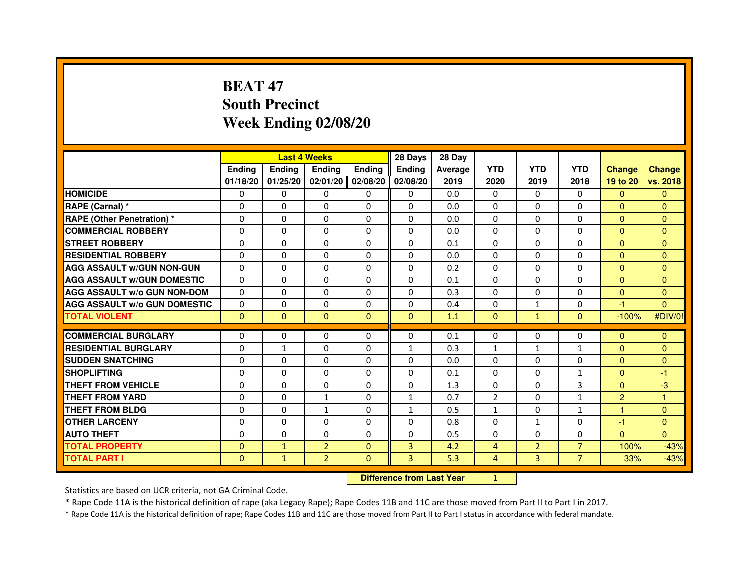# BEAT 47
# South Precinct
# Week Ending 02/08/20

| | Last 4 Weeks | | | | 28 Days | 28 Day | | | | | |
|---|---|---|---|---|---|---|---|---|---|---|---|
| | Ending 01/18/20 | Ending 01/25/20 | Ending 02/01/20 | Ending 02/08/20 | Ending 02/08/20 | Average 2019 | YTD 2020 | YTD 2019 | YTD 2018 | Change 19 to 20 | Change vs. 2018 |
| HOMICIDE | 0 | 0 | 0 | 0 | 0 | 0.0 | 0 | 0 | 0 | 0 | 0 |
| RAPE (Carnal) * | 0 | 0 | 0 | 0 | 0 | 0.0 | 0 | 0 | 0 | 0 | 0 |
| RAPE (Other Penetration) * | 0 | 0 | 0 | 0 | 0 | 0.0 | 0 | 0 | 0 | 0 | 0 |
| COMMERCIAL ROBBERY | 0 | 0 | 0 | 0 | 0 | 0.0 | 0 | 0 | 0 | 0 | 0 |
| STREET ROBBERY | 0 | 0 | 0 | 0 | 0 | 0.1 | 0 | 0 | 0 | 0 | 0 |
| RESIDENTIAL ROBBERY | 0 | 0 | 0 | 0 | 0 | 0.0 | 0 | 0 | 0 | 0 | 0 |
| AGG ASSAULT w/GUN NON-GUN | 0 | 0 | 0 | 0 | 0 | 0.2 | 0 | 0 | 0 | 0 | 0 |
| AGG ASSAULT w/GUN DOMESTIC | 0 | 0 | 0 | 0 | 0 | 0.1 | 0 | 0 | 0 | 0 | 0 |
| AGG ASSAULT w/o GUN NON-DOM | 0 | 0 | 0 | 0 | 0 | 0.3 | 0 | 0 | 0 | 0 | 0 |
| AGG ASSAULT w/o GUN DOMESTIC | 0 | 0 | 0 | 0 | 0 | 0.4 | 0 | 1 | 0 | -1 | 0 |
| TOTAL VIOLENT | 0 | 0 | 0 | 0 | 0 | 1.1 | 0 | 1 | 0 | -100% | #DIV/0! |
| COMMERCIAL BURGLARY | 0 | 0 | 0 | 0 | 0 | 0.1 | 0 | 0 | 0 | 0 | 0 |
| RESIDENTIAL BURGLARY | 0 | 1 | 0 | 0 | 1 | 0.3 | 1 | 1 | 1 | 0 | 0 |
| SUDDEN SNATCHING | 0 | 0 | 0 | 0 | 0 | 0.0 | 0 | 0 | 0 | 0 | 0 |
| SHOPLIFTING | 0 | 0 | 0 | 0 | 0 | 0.1 | 0 | 0 | 1 | 0 | -1 |
| THEFT FROM VEHICLE | 0 | 0 | 0 | 0 | 0 | 1.3 | 0 | 0 | 3 | 0 | -3 |
| THEFT FROM YARD | 0 | 0 | 1 | 0 | 1 | 0.7 | 2 | 0 | 1 | 2 | 1 |
| THEFT FROM BLDG | 0 | 0 | 1 | 0 | 1 | 0.5 | 1 | 0 | 1 | 1 | 0 |
| OTHER LARCENY | 0 | 0 | 0 | 0 | 0 | 0.8 | 0 | 1 | 0 | -1 | 0 |
| AUTO THEFT | 0 | 0 | 0 | 0 | 0 | 0.5 | 0 | 0 | 0 | 0 | 0 |
| TOTAL PROPERTY | 0 | 1 | 2 | 0 | 3 | 4.2 | 4 | 2 | 7 | 100% | -43% |
| TOTAL PART I | 0 | 1 | 2 | 0 | 3 | 5.3 | 4 | 3 | 7 | 33% | -43% |

**Difference from Last Year** 1

Statistics are based on UCR criteria, not GA Criminal Code.

* Rape Code 11A is the historical definition of rape (aka Legacy Rape); Rape Codes 11B and 11C are those moved from Part II to Part I in 2017.

* Rape Code 11A is the historical definition of rape; Rape Codes 11B and 11C are those moved from Part II to Part I status in accordance with federal mandate.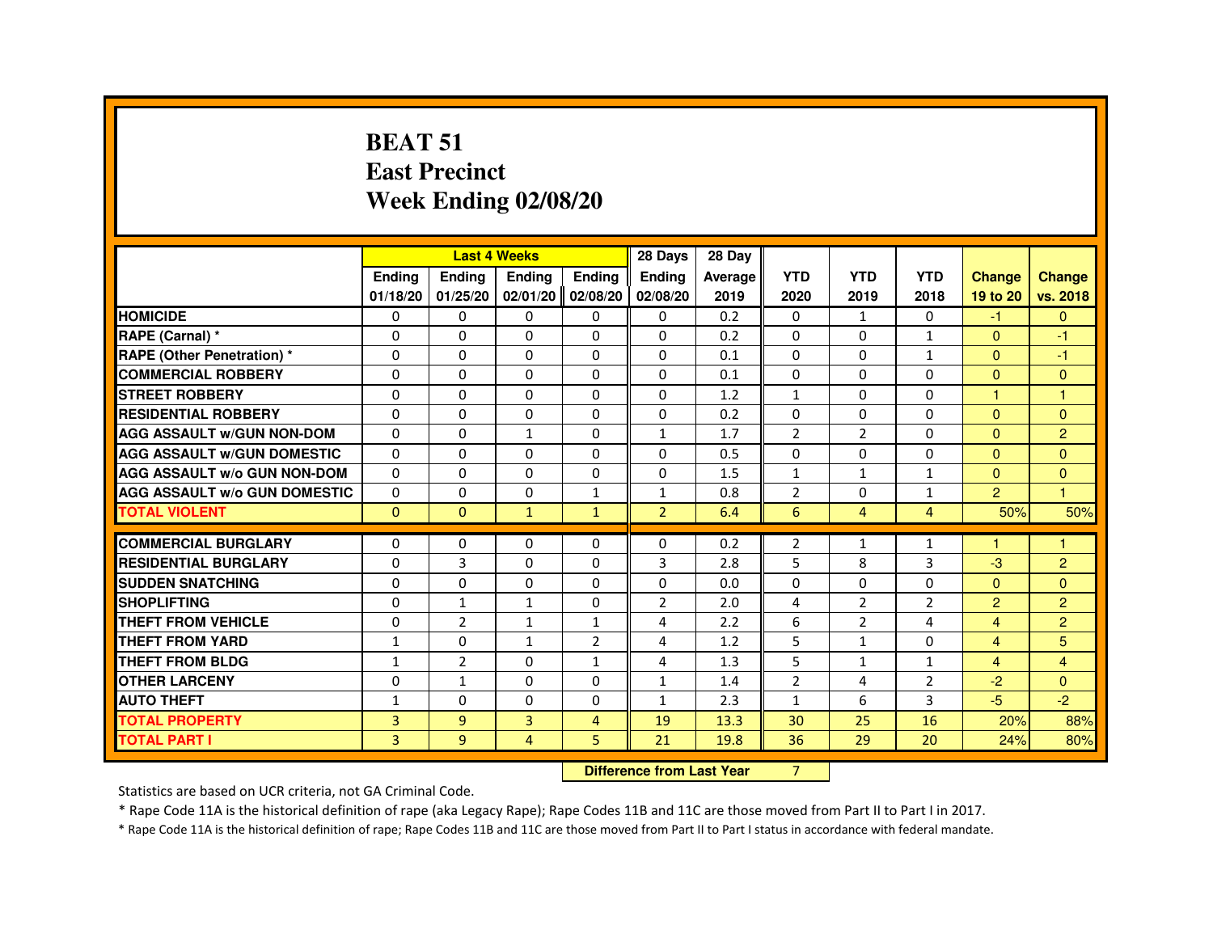# BEAT 51
# East Precinct
# Week Ending 02/08/20

| | Last 4 Weeks | | | | 28 Days | 28 Day | | | | | |
|---|---|---|---|---|---|---|---|---|---|---|---|
| | Ending 01/18/20 | Ending 01/25/20 | Ending 02/01/20 | Ending 02/08/20 | Ending 02/08/20 | Average 2019 | YTD 2020 | YTD 2019 | YTD 2018 | Change 19 to 20 | Change vs. 2018 |
| **HOMICIDE** | 0 | 0 | 0 | 0 | 0 | 0.2 | 0 | 1 | 0 | -1 | 0 |
| **RAPE (Carnal) *** | 0 | 0 | 0 | 0 | 0 | 0.2 | 0 | 0 | 1 | 0 | -1 |
| **RAPE (Other Penetration) *** | 0 | 0 | 0 | 0 | 0 | 0.1 | 0 | 0 | 1 | 0 | -1 |
| **COMMERCIAL ROBBERY** | 0 | 0 | 0 | 0 | 0 | 0.1 | 0 | 0 | 0 | 0 | 0 |
| **STREET ROBBERY** | 0 | 0 | 0 | 0 | 0 | 1.2 | 1 | 0 | 0 | 1 | 1 |
| **RESIDENTIAL ROBBERY** | 0 | 0 | 0 | 0 | 0 | 0.2 | 0 | 0 | 0 | 0 | 0 |
| **AGG ASSAULT w/GUN NON-DOM** | 0 | 0 | 1 | 0 | 1 | 1.7 | 2 | 2 | 0 | 0 | 2 |
| **AGG ASSAULT w/GUN DOMESTIC** | 0 | 0 | 0 | 0 | 0 | 0.5 | 0 | 0 | 0 | 0 | 0 |
| **AGG ASSAULT w/o GUN NON-DOM** | 0 | 0 | 0 | 0 | 0 | 1.5 | 1 | 1 | 1 | 0 | 0 |
| **AGG ASSAULT w/o GUN DOMESTIC** | 0 | 0 | 0 | 1 | 1 | 0.8 | 2 | 0 | 1 | 2 | 1 |
| **TOTAL VIOLENT** | 0 | 0 | 1 | 1 | 2 | 6.4 | 6 | 4 | 4 | 50% | 50% |
| **COMMERCIAL BURGLARY** | 0 | 0 | 0 | 0 | 0 | 0.2 | 2 | 1 | 1 | 1 | 1 |
| **RESIDENTIAL BURGLARY** | 0 | 3 | 0 | 0 | 3 | 2.8 | 5 | 8 | 3 | -3 | 2 |
| **SUDDEN SNATCHING** | 0 | 0 | 0 | 0 | 0 | 0.0 | 0 | 0 | 0 | 0 | 0 |
| **SHOPLIFTING** | 0 | 1 | 1 | 0 | 2 | 2.0 | 4 | 2 | 2 | 2 | 2 |
| **THEFT FROM VEHICLE** | 0 | 2 | 1 | 1 | 4 | 2.2 | 6 | 2 | 4 | 4 | 2 |
| **THEFT FROM YARD** | 1 | 0 | 1 | 2 | 4 | 1.2 | 5 | 1 | 0 | 4 | 5 |
| **THEFT FROM BLDG** | 1 | 2 | 0 | 1 | 4 | 1.3 | 5 | 1 | 1 | 4 | 4 |
| **OTHER LARCENY** | 0 | 1 | 0 | 0 | 1 | 1.4 | 2 | 4 | 2 | -2 | 0 |
| **AUTO THEFT** | 1 | 0 | 0 | 0 | 1 | 2.3 | 1 | 6 | 3 | -5 | -2 |
| **TOTAL PROPERTY** | 3 | 9 | 3 | 4 | 19 | 13.3 | 30 | 25 | 16 | 20% | 88% |
| **TOTAL PART I** | 3 | 9 | 4 | 5 | 21 | 19.8 | 36 | 29 | 20 | 24% | 80% |

| Difference from Last Year | 7 |
|---|---|

Statistics are based on UCR criteria, not GA Criminal Code.

* Rape Code 11A is the historical definition of rape (aka Legacy Rape); Rape Codes 11B and 11C are those moved from Part II to Part I in 2017.

* Rape Code 11A is the historical definition of rape; Rape Codes 11B and 11C are those moved from Part II to Part I status in accordance with federal mandate.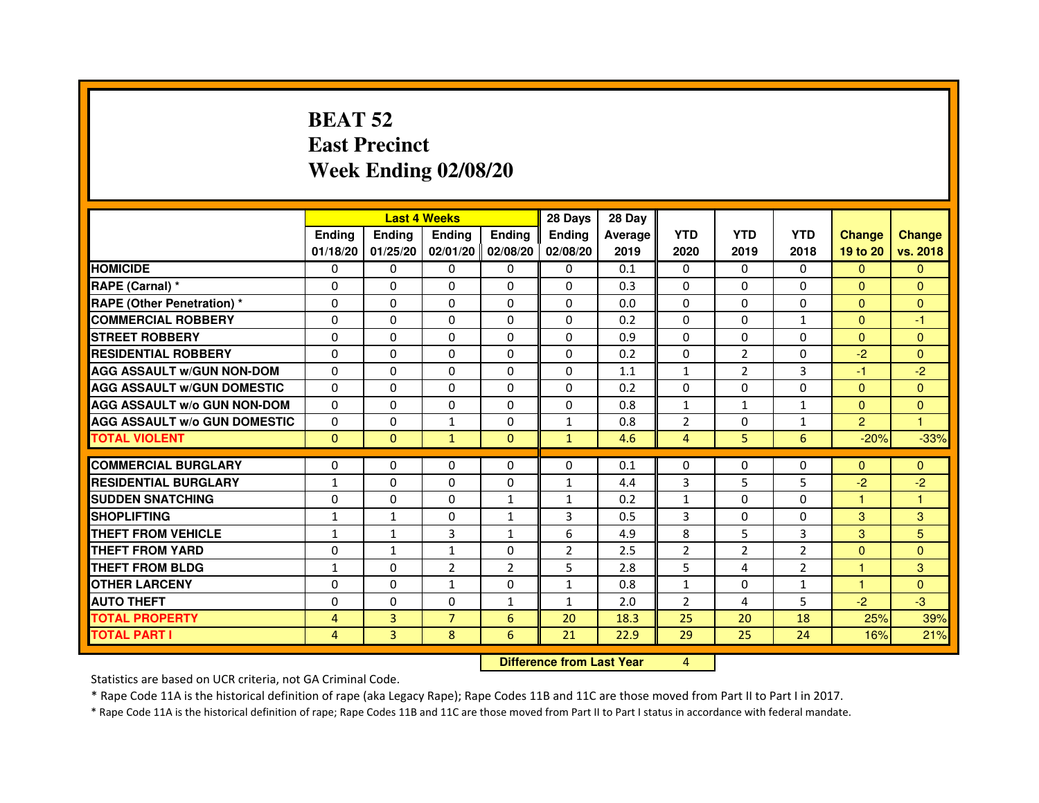# BEAT 52
# East Precinct
# Week Ending 02/08/20

| | Last 4 Weeks | | | | 28 Days | 28 Day | | | | | |
|---|---|---|---|---|---|---|---|---|---|---|---|
| | Ending 01/18/20 | Ending 01/25/20 | Ending 02/01/20 | Ending 02/08/20 | Ending 02/08/20 | Average 2019 | YTD 2020 | YTD 2019 | YTD 2018 | Change 19 to 20 | Change vs. 2018 |
| HOMICIDE | 0 | 0 | 0 | 0 | 0 | 0.1 | 0 | 0 | 0 | 0 | 0 |
| RAPE (Carnal) * | 0 | 0 | 0 | 0 | 0 | 0.3 | 0 | 0 | 0 | 0 | 0 |
| RAPE (Other Penetration) * | 0 | 0 | 0 | 0 | 0 | 0.0 | 0 | 0 | 0 | 0 | 0 |
| COMMERCIAL ROBBERY | 0 | 0 | 0 | 0 | 0 | 0.2 | 0 | 0 | 1 | 0 | -1 |
| STREET ROBBERY | 0 | 0 | 0 | 0 | 0 | 0.9 | 0 | 0 | 0 | 0 | 0 |
| RESIDENTIAL ROBBERY | 0 | 0 | 0 | 0 | 0 | 0.2 | 0 | 2 | 0 | -2 | 0 |
| AGG ASSAULT w/GUN NON-DOM | 0 | 0 | 0 | 0 | 0 | 1.1 | 1 | 2 | 3 | -1 | -2 |
| AGG ASSAULT w/GUN DOMESTIC | 0 | 0 | 0 | 0 | 0 | 0.2 | 0 | 0 | 0 | 0 | 0 |
| AGG ASSAULT w/o GUN NON-DOM | 0 | 0 | 0 | 0 | 0 | 0.8 | 1 | 1 | 1 | 0 | 0 |
| AGG ASSAULT w/o GUN DOMESTIC | 0 | 0 | 1 | 0 | 1 | 0.8 | 2 | 0 | 1 | 2 | 1 |
| TOTAL VIOLENT | 0 | 0 | 1 | 0 | 1 | 4.6 | 4 | 5 | 6 | -20% | -33% |
| COMMERCIAL BURGLARY | 0 | 0 | 0 | 0 | 0 | 0.1 | 0 | 0 | 0 | 0 | 0 |
| RESIDENTIAL BURGLARY | 1 | 0 | 0 | 0 | 1 | 4.4 | 3 | 5 | 5 | -2 | -2 |
| SUDDEN SNATCHING | 0 | 0 | 0 | 1 | 1 | 0.2 | 1 | 0 | 0 | 1 | 1 |
| SHOPLIFTING | 1 | 1 | 0 | 1 | 3 | 0.5 | 3 | 0 | 0 | 3 | 3 |
| THEFT FROM VEHICLE | 1 | 1 | 3 | 1 | 6 | 4.9 | 8 | 5 | 3 | 3 | 5 |
| THEFT FROM YARD | 0 | 1 | 1 | 0 | 2 | 2.5 | 2 | 2 | 2 | 0 | 0 |
| THEFT FROM BLDG | 1 | 0 | 2 | 2 | 5 | 2.8 | 5 | 4 | 2 | 1 | 3 |
| OTHER LARCENY | 0 | 0 | 1 | 0 | 1 | 0.8 | 1 | 0 | 1 | 1 | 0 |
| AUTO THEFT | 0 | 0 | 0 | 1 | 1 | 2.0 | 2 | 4 | 5 | -2 | -3 |
| TOTAL PROPERTY | 4 | 3 | 7 | 6 | 20 | 18.3 | 25 | 20 | 18 | 25% | 39% |
| TOTAL PART I | 4 | 3 | 8 | 6 | 21 | 22.9 | 29 | 25 | 24 | 16% | 21% |

**Difference from Last Year** 4

Statistics are based on UCR criteria, not GA Criminal Code.

* Rape Code 11A is the historical definition of rape (aka Legacy Rape); Rape Codes 11B and 11C are those moved from Part II to Part I in 2017.

* Rape Code 11A is the historical definition of rape; Rape Codes 11B and 11C are those moved from Part II to Part I status in accordance with federal mandate.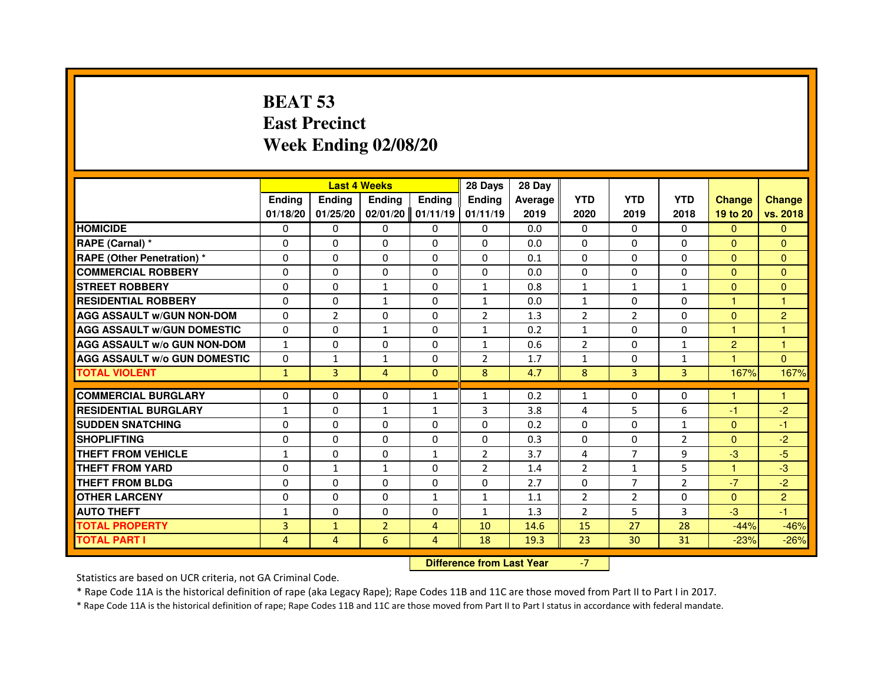# BEAT 53
# East Precinct
# Week Ending 02/08/20

| | Last 4 Weeks | | | | 28 Days | 28 Day | | | | | |
|---|---|---|---|---|---|---|---|---|---|---|---|
| | Ending 01/18/20 | Ending 01/25/20 | Ending 02/01/20 | Ending 01/11/19 | Ending 01/11/19 | Average 2019 | YTD 2020 | YTD 2019 | YTD 2018 | Change 19 to 20 | Change vs. 2018 |
| HOMICIDE | 0 | 0 | 0 | 0 | 0 | 0.0 | 0 | 0 | 0 | 0 | 0 |
| RAPE (Carnal) * | 0 | 0 | 0 | 0 | 0 | 0.0 | 0 | 0 | 0 | 0 | 0 |
| RAPE (Other Penetration) * | 0 | 0 | 0 | 0 | 0 | 0.1 | 0 | 0 | 0 | 0 | 0 |
| COMMERCIAL ROBBERY | 0 | 0 | 0 | 0 | 0 | 0.0 | 0 | 0 | 0 | 0 | 0 |
| STREET ROBBERY | 0 | 0 | 1 | 0 | 1 | 0.8 | 1 | 1 | 1 | 0 | 0 |
| RESIDENTIAL ROBBERY | 0 | 0 | 1 | 0 | 1 | 0.0 | 1 | 0 | 0 | 1 | 1 |
| AGG ASSAULT w/GUN NON-DOM | 0 | 2 | 0 | 0 | 2 | 1.3 | 2 | 2 | 0 | 0 | 2 |
| AGG ASSAULT w/GUN DOMESTIC | 0 | 0 | 1 | 0 | 1 | 0.2 | 1 | 0 | 0 | 1 | 1 |
| AGG ASSAULT w/o GUN NON-DOM | 1 | 0 | 0 | 0 | 1 | 0.6 | 2 | 0 | 1 | 2 | 1 |
| AGG ASSAULT w/o GUN DOMESTIC | 0 | 1 | 1 | 0 | 2 | 1.7 | 1 | 0 | 1 | 1 | 0 |
| TOTAL VIOLENT | 1 | 3 | 4 | 0 | 8 | 4.7 | 8 | 3 | 3 | 167% | 167% |
| COMMERCIAL BURGLARY | 0 | 0 | 0 | 1 | 1 | 0.2 | 1 | 0 | 0 | 1 | 1 |
| RESIDENTIAL BURGLARY | 1 | 0 | 1 | 1 | 3 | 3.8 | 4 | 5 | 6 | -1 | -2 |
| SUDDEN SNATCHING | 0 | 0 | 0 | 0 | 0 | 0.2 | 0 | 0 | 1 | 0 | -1 |
| SHOPLIFTING | 0 | 0 | 0 | 0 | 0 | 0.3 | 0 | 0 | 2 | 0 | -2 |
| THEFT FROM VEHICLE | 1 | 0 | 0 | 1 | 2 | 3.7 | 4 | 7 | 9 | -3 | -5 |
| THEFT FROM YARD | 0 | 1 | 1 | 0 | 2 | 1.4 | 2 | 1 | 5 | 1 | -3 |
| THEFT FROM BLDG | 0 | 0 | 0 | 0 | 0 | 2.7 | 0 | 7 | 2 | -7 | -2 |
| OTHER LARCENY | 0 | 0 | 0 | 1 | 1 | 1.1 | 2 | 2 | 0 | 0 | 2 |
| AUTO THEFT | 1 | 0 | 0 | 0 | 1 | 1.3 | 2 | 5 | 3 | -3 | -1 |
| TOTAL PROPERTY | 3 | 1 | 2 | 4 | 10 | 14.6 | 15 | 27 | 28 | -44% | -46% |
| TOTAL PART I | 4 | 4 | 6 | 4 | 18 | 19.3 | 23 | 30 | 31 | -23% | -26% |

**Difference from Last Year** -7

Statistics are based on UCR criteria, not GA Criminal Code.

* Rape Code 11A is the historical definition of rape (aka Legacy Rape); Rape Codes 11B and 11C are those moved from Part II to Part I in 2017.

* Rape Code 11A is the historical definition of rape; Rape Codes 11B and 11C are those moved from Part II to Part I status in accordance with federal mandate.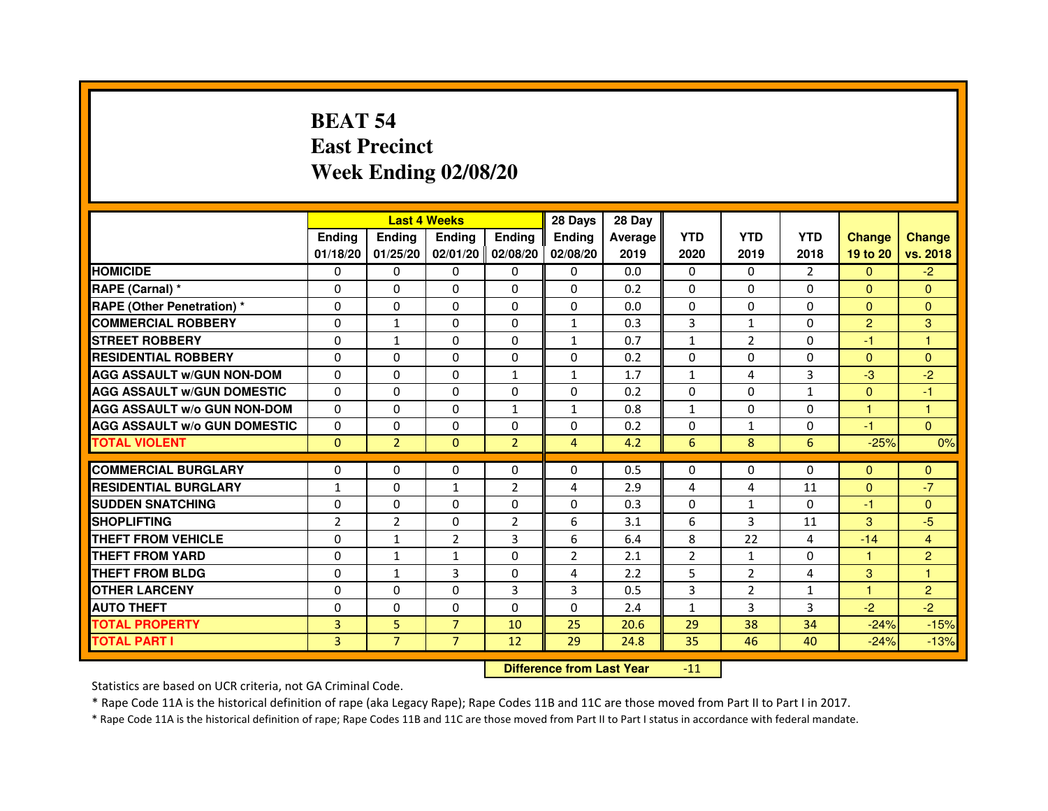# BEAT 54
## East Precinct
## Week Ending 02/08/20

| | Last 4 Weeks | | | | 28 Days | 28 Day | | | | | |
|---|---|---|---|---|---|---|---|---|---|---|---|
| | Ending 01/18/20 | Ending 01/25/20 | Ending 02/01/20 | Ending 02/08/20 | Ending 02/08/20 | Average 2019 | YTD 2020 | YTD 2019 | YTD 2018 | Change 19 to 20 | Change vs. 2018 |
| HOMICIDE | 0 | 0 | 0 | 0 | 0 | 0.0 | 0 | 0 | 2 | 0 | -2 |
| RAPE (Carnal) * | 0 | 0 | 0 | 0 | 0 | 0.2 | 0 | 0 | 0 | 0 | 0 |
| RAPE (Other Penetration) * | 0 | 0 | 0 | 0 | 0 | 0.0 | 0 | 0 | 0 | 0 | 0 |
| COMMERCIAL ROBBERY | 0 | 1 | 0 | 0 | 1 | 0.3 | 3 | 1 | 0 | 2 | 3 |
| STREET ROBBERY | 0 | 1 | 0 | 0 | 1 | 0.7 | 1 | 2 | 0 | -1 | 1 |
| RESIDENTIAL ROBBERY | 0 | 0 | 0 | 0 | 0 | 0.2 | 0 | 0 | 0 | 0 | 0 |
| AGG ASSAULT w/GUN NON-DOM | 0 | 0 | 0 | 1 | 1 | 1.7 | 1 | 4 | 3 | -3 | -2 |
| AGG ASSAULT w/GUN DOMESTIC | 0 | 0 | 0 | 0 | 0 | 0.2 | 0 | 0 | 1 | 0 | -1 |
| AGG ASSAULT w/o GUN NON-DOM | 0 | 0 | 0 | 1 | 1 | 0.8 | 1 | 0 | 0 | 1 | 1 |
| AGG ASSAULT w/o GUN DOMESTIC | 0 | 0 | 0 | 0 | 0 | 0.2 | 0 | 1 | 0 | -1 | 0 |
| TOTAL VIOLENT | 0 | 2 | 0 | 2 | 4 | 4.2 | 6 | 8 | 6 | -25% | 0% |
| COMMERCIAL BURGLARY | 0 | 0 | 0 | 0 | 0 | 0.5 | 0 | 0 | 0 | 0 | 0 |
| RESIDENTIAL BURGLARY | 1 | 0 | 1 | 2 | 4 | 2.9 | 4 | 4 | 11 | 0 | -7 |
| SUDDEN SNATCHING | 0 | 0 | 0 | 0 | 0 | 0.3 | 0 | 1 | 0 | -1 | 0 |
| SHOPLIFTING | 2 | 2 | 0 | 2 | 6 | 3.1 | 6 | 3 | 11 | 3 | -5 |
| THEFT FROM VEHICLE | 0 | 1 | 2 | 3 | 6 | 6.4 | 8 | 22 | 4 | -14 | 4 |
| THEFT FROM YARD | 0 | 1 | 1 | 0 | 2 | 2.1 | 2 | 1 | 0 | 1 | 2 |
| THEFT FROM BLDG | 0 | 1 | 3 | 0 | 4 | 2.2 | 5 | 2 | 4 | 3 | 1 |
| OTHER LARCENY | 0 | 0 | 0 | 3 | 3 | 0.5 | 3 | 2 | 1 | 1 | 2 |
| AUTO THEFT | 0 | 0 | 0 | 0 | 0 | 2.4 | 1 | 3 | 3 | -2 | -2 |
| TOTAL PROPERTY | 3 | 5 | 7 | 10 | 25 | 20.6 | 29 | 38 | 34 | -24% | -15% |
| TOTAL PART I | 3 | 7 | 7 | 12 | 29 | 24.8 | 35 | 46 | 40 | -24% | -13% |

**Difference from Last Year** -11

Statistics are based on UCR criteria, not GA Criminal Code.

* Rape Code 11A is the historical definition of rape (aka Legacy Rape); Rape Codes 11B and 11C are those moved from Part II to Part I in 2017.

* Rape Code 11A is the historical definition of rape; Rape Codes 11B and 11C are those moved from Part II to Part I status in accordance with federal mandate.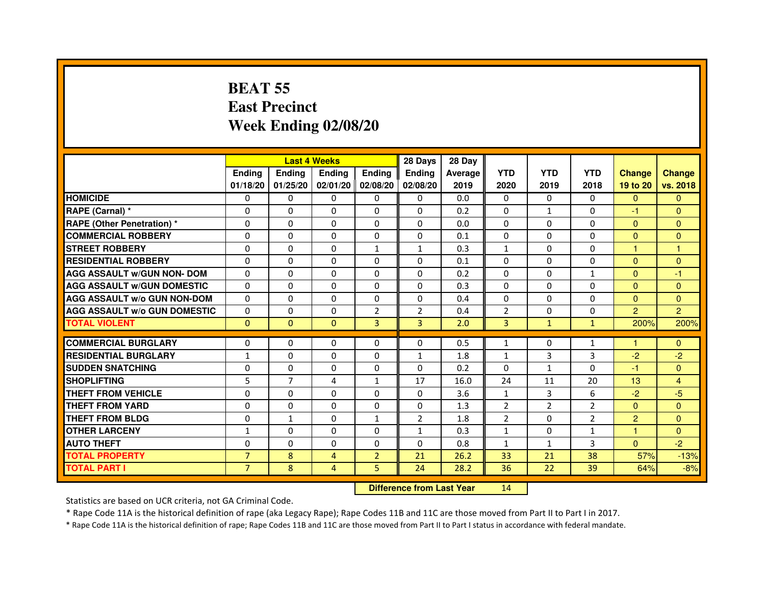# BEAT 55
# East Precinct
# Week Ending 02/08/20

| | Last 4 Weeks | | | | 28 Days | 28 Day | | | | | |
|---|---|---|---|---|---|---|---|---|---|---|---|
| | Ending 01/18/20 | Ending 01/25/20 | Ending 02/01/20 | Ending 02/08/20 | Ending 02/08/20 | Average 2019 | YTD 2020 | YTD 2019 | YTD 2018 | Change 19 to 20 | Change vs. 2018 |
| HOMICIDE | 0 | 0 | 0 | 0 | 0 | 0.0 | 0 | 0 | 0 | 0 | 0 |
| RAPE (Carnal) * | 0 | 0 | 0 | 0 | 0 | 0.2 | 0 | 1 | 0 | -1 | 0 |
| RAPE (Other Penetration) * | 0 | 0 | 0 | 0 | 0 | 0.0 | 0 | 0 | 0 | 0 | 0 |
| COMMERCIAL ROBBERY | 0 | 0 | 0 | 0 | 0 | 0.1 | 0 | 0 | 0 | 0 | 0 |
| STREET ROBBERY | 0 | 0 | 0 | 1 | 1 | 0.3 | 1 | 0 | 0 | 1 | 1 |
| RESIDENTIAL ROBBERY | 0 | 0 | 0 | 0 | 0 | 0.1 | 0 | 0 | 0 | 0 | 0 |
| AGG ASSAULT w/GUN NON- DOM | 0 | 0 | 0 | 0 | 0 | 0.2 | 0 | 0 | 1 | 0 | -1 |
| AGG ASSAULT w/GUN DOMESTIC | 0 | 0 | 0 | 0 | 0 | 0.3 | 0 | 0 | 0 | 0 | 0 |
| AGG ASSAULT w/o GUN NON-DOM | 0 | 0 | 0 | 0 | 0 | 0.4 | 0 | 0 | 0 | 0 | 0 |
| AGG ASSAULT w/o GUN DOMESTIC | 0 | 0 | 0 | 2 | 2 | 0.4 | 2 | 0 | 0 | 2 | 2 |
| TOTAL VIOLENT | 0 | 0 | 0 | 3 | 3 | 2.0 | 3 | 1 | 1 | 200% | 200% |
| COMMERCIAL BURGLARY | 0 | 0 | 0 | 0 | 0 | 0.5 | 1 | 0 | 1 | 1 | 0 |
| RESIDENTIAL BURGLARY | 1 | 0 | 0 | 0 | 1 | 1.8 | 1 | 3 | 3 | -2 | -2 |
| SUDDEN SNATCHING | 0 | 0 | 0 | 0 | 0 | 0.2 | 0 | 1 | 0 | -1 | 0 |
| SHOPLIFTING | 5 | 7 | 4 | 1 | 17 | 16.0 | 24 | 11 | 20 | 13 | 4 |
| THEFT FROM VEHICLE | 0 | 0 | 0 | 0 | 0 | 3.6 | 1 | 3 | 6 | -2 | -5 |
| THEFT FROM YARD | 0 | 0 | 0 | 0 | 0 | 1.3 | 2 | 2 | 2 | 0 | 0 |
| THEFT FROM BLDG | 0 | 1 | 0 | 1 | 2 | 1.8 | 2 | 0 | 2 | 2 | 0 |
| OTHER LARCENY | 1 | 0 | 0 | 0 | 1 | 0.3 | 1 | 0 | 1 | 1 | 0 |
| AUTO THEFT | 0 | 0 | 0 | 0 | 0 | 0.8 | 1 | 1 | 3 | 0 | -2 |
| TOTAL PROPERTY | 7 | 8 | 4 | 2 | 21 | 26.2 | 33 | 21 | 38 | 57% | -13% |
| TOTAL PART I | 7 | 8 | 4 | 5 | 24 | 28.2 | 36 | 22 | 39 | 64% | -8% |

**Difference from Last Year** 14

Statistics are based on UCR criteria, not GA Criminal Code.

* Rape Code 11A is the historical definition of rape (aka Legacy Rape); Rape Codes 11B and 11C are those moved from Part II to Part I in 2017.

* Rape Code 11A is the historical definition of rape; Rape Codes 11B and 11C are those moved from Part II to Part I status in accordance with federal mandate.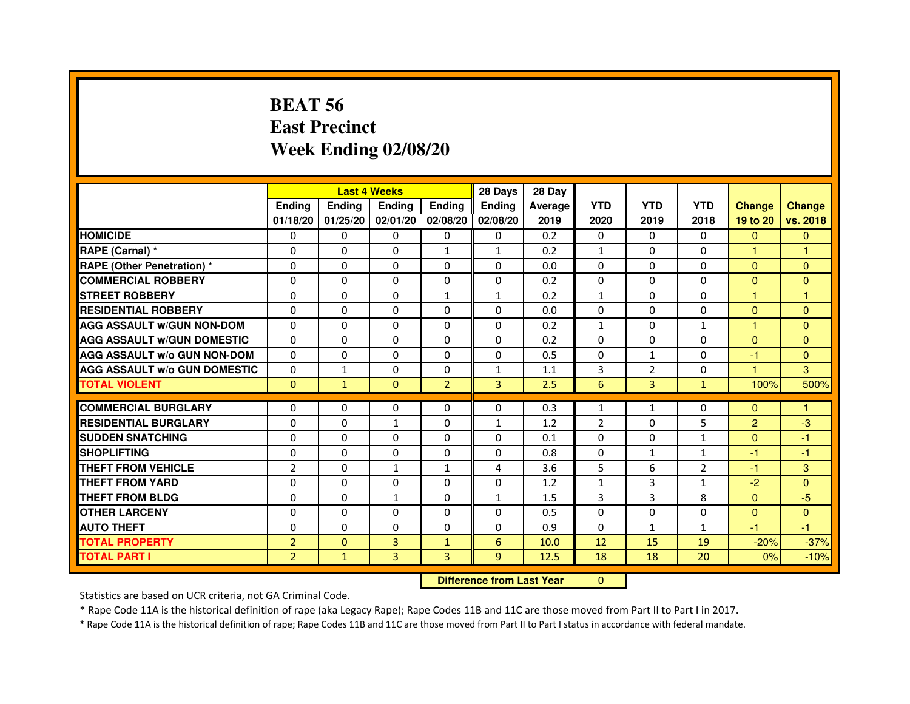# BEAT 56
# East Precinct
# Week Ending 02/08/20

| | Last 4 Weeks | | | | 28 Days | 28 Day | | | | | |
|---|---|---|---|---|---|---|---|---|---|---|---|
| | Ending 01/18/20 | Ending 01/25/20 | Ending 02/01/20 | Ending 02/08/20 | Ending 02/08/20 | Average 2019 | YTD 2020 | YTD 2019 | YTD 2018 | Change 19 to 20 | Change vs. 2018 |
| HOMICIDE | 0 | 0 | 0 | 0 | 0 | 0.2 | 0 | 0 | 0 | 0 | 0 |
| RAPE (Carnal) * | 0 | 0 | 0 | 1 | 1 | 0.2 | 1 | 0 | 0 | 1 | 1 |
| RAPE (Other Penetration) * | 0 | 0 | 0 | 0 | 0 | 0.0 | 0 | 0 | 0 | 0 | 0 |
| COMMERCIAL ROBBERY | 0 | 0 | 0 | 0 | 0 | 0.2 | 0 | 0 | 0 | 0 | 0 |
| STREET ROBBERY | 0 | 0 | 0 | 1 | 1 | 0.2 | 1 | 0 | 0 | 1 | 1 |
| RESIDENTIAL ROBBERY | 0 | 0 | 0 | 0 | 0 | 0.0 | 0 | 0 | 0 | 0 | 0 |
| AGG ASSAULT w/GUN NON-DOM | 0 | 0 | 0 | 0 | 0 | 0.2 | 1 | 0 | 1 | 1 | 0 |
| AGG ASSAULT w/GUN DOMESTIC | 0 | 0 | 0 | 0 | 0 | 0.2 | 0 | 0 | 0 | 0 | 0 |
| AGG ASSAULT w/o GUN NON-DOM | 0 | 0 | 0 | 0 | 0 | 0.5 | 0 | 1 | 0 | -1 | 0 |
| AGG ASSAULT w/o GUN DOMESTIC | 0 | 1 | 0 | 0 | 1 | 1.1 | 3 | 2 | 0 | 1 | 3 |
| TOTAL VIOLENT | 0 | 1 | 0 | 2 | 3 | 2.5 | 6 | 3 | 1 | 100% | 500% |
| COMMERCIAL BURGLARY | 0 | 0 | 0 | 0 | 0 | 0.3 | 1 | 1 | 0 | 0 | 1 |
| RESIDENTIAL BURGLARY | 0 | 0 | 1 | 0 | 1 | 1.2 | 2 | 0 | 5 | 2 | -3 |
| SUDDEN SNATCHING | 0 | 0 | 0 | 0 | 0 | 0.1 | 0 | 0 | 1 | 0 | -1 |
| SHOPLIFTING | 0 | 0 | 0 | 0 | 0 | 0.8 | 0 | 1 | 1 | -1 | -1 |
| THEFT FROM VEHICLE | 2 | 0 | 1 | 1 | 4 | 3.6 | 5 | 6 | 2 | -1 | 3 |
| THEFT FROM YARD | 0 | 0 | 0 | 0 | 0 | 1.2 | 1 | 3 | 1 | -2 | 0 |
| THEFT FROM BLDG | 0 | 0 | 1 | 0 | 1 | 1.5 | 3 | 3 | 8 | 0 | -5 |
| OTHER LARCENY | 0 | 0 | 0 | 0 | 0 | 0.5 | 0 | 0 | 0 | 0 | 0 |
| AUTO THEFT | 0 | 0 | 0 | 0 | 0 | 0.9 | 0 | 1 | 1 | -1 | -1 |
| TOTAL PROPERTY | 2 | 0 | 3 | 1 | 6 | 10.0 | 12 | 15 | 19 | -20% | -37% |
| TOTAL PART I | 2 | 1 | 3 | 3 | 9 | 12.5 | 18 | 18 | 20 | 0% | -10% |

**Difference from Last Year** 0

Statistics are based on UCR criteria, not GA Criminal Code.

* Rape Code 11A is the historical definition of rape (aka Legacy Rape); Rape Codes 11B and 11C are those moved from Part II to Part I in 2017.

* Rape Code 11A is the historical definition of rape; Rape Codes 11B and 11C are those moved from Part II to Part I status in accordance with federal mandate.